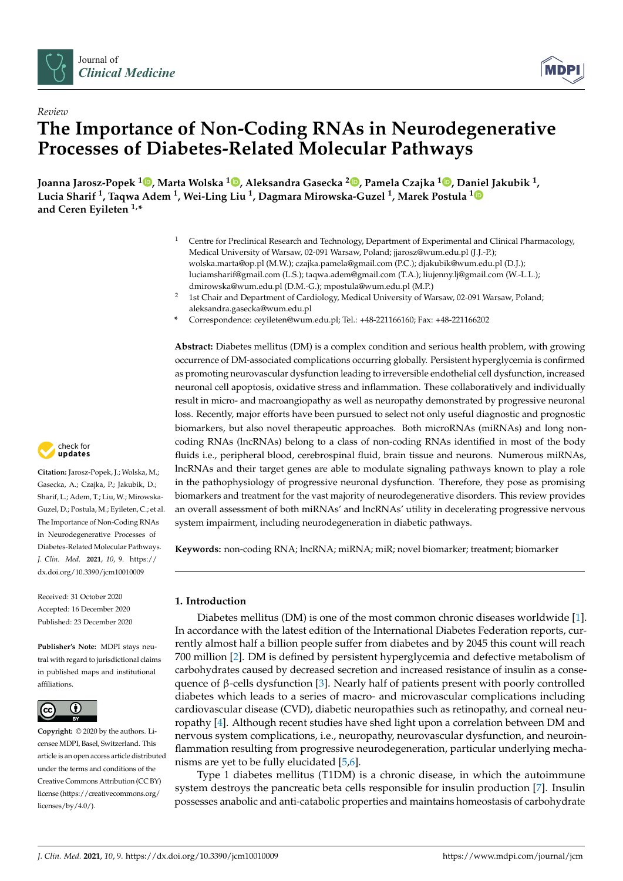Review

# The Importance of Non-Coding RNAs in Neurodegenerative Processes of Diabetes-Related Molecular Pathways

**Joanna Jarosz-Popek [1], Marta Wolska [1], Aleksandra Gasecka [2], Pamela Czajka [1], Daniel Jakubik [1], Lucia Sharif [1], Taqwa Adem [1], Wei-Ling Liu [1], Dagmara Mirowska-Guzel [1], Marek Postula [1] and Ceren Eyileten [1,*]**

[1] Centre for Preclinical Research and Technology, Department of Experimental and Clinical Pharmacology, Medical University of Warsaw, 02-091 Warsaw, Poland; jjarosz@wum.edu.pl (J.J.-P.); wolska.marta@op.pl (M.W.); czajka.pamela@gmail.com (P.C.); djakubik@wum.edu.pl (D.J.); luciamsharif@gmail.com (L.S.); taqwa.adem@gmail.com (T.A.); liujenny.lj@gmail.com (W.-L.L.); dmirowska@wum.edu.pl (D.M.-G.); mpostula@wum.edu.pl (M.P.)

[2] 1st Chair and Department of Cardiology, Medical University of Warsaw, 02-091 Warsaw, Poland; aleksandra.gasecka@wum.edu.pl

* Correspondence: ceyileten@wum.edu.pl; Tel.: +48-221166160; Fax: +48-221166202

**Abstract:** Diabetes mellitus (DM) is a complex condition and serious health problem, with growing occurrence of DM-associated complications occurring globally. Persistent hyperglycemia is confirmed as promoting neurovascular dysfunction leading to irreversible endothelial cell dysfunction, increased neuronal cell apoptosis, oxidative stress and inflammation. These collaboratively and individually result in micro- and macroangiopathy as well as neuropathy demonstrated by progressive neuronal loss. Recently, major efforts have been pursued to select not only useful diagnostic and prognostic biomarkers, but also novel therapeutic approaches. Both microRNAs (miRNAs) and long non-coding RNAs (lncRNAs) belong to a class of non-coding RNAs identified in most of the body fluids i.e., peripheral blood, cerebrospinal fluid, brain tissue and neurons. Numerous miRNAs, lncRNAs and their target genes are able to modulate signaling pathways known to play a role in the pathophysiology of progressive neuronal dysfunction. Therefore, they pose as promising biomarkers and treatment for the vast majority of neurodegenerative disorders. This review provides an overall assessment of both miRNAs' and lncRNAs' utility in decelerating progressive nervous system impairment, including neurodegeneration in diabetic pathways.

**Keywords:** non-coding RNA; lncRNA; miRNA; miR; novel biomarker; treatment; biomarker

**Citation:** Jarosz-Popek, J.; Wolska, M.; Gasecka, A.; Czajka, P.; Jakubik, D.; Sharif, L.; Adem, T.; Liu, W.; Mirowska-Guzel, D.; Postula, M.; Eyileten, C.; et al. The Importance of Non-Coding RNAs in Neurodegenerative Processes of Diabetes-Related Molecular Pathways. *J. Clin. Med.* **2021**, *10*, 9. https://dx.doi.org/10.3390/jcm10010009

Received: 31 October 2020
Accepted: 16 December 2020
Published: 23 December 2020

**Publisher's Note:** MDPI stays neutral with regard to jurisdictional claims in published maps and institutional affiliations.

**Copyright:** © 2020 by the authors. Licensee MDPI, Basel, Switzerland. This article is an open access article distributed under the terms and conditions of the Creative Commons Attribution (CC BY) license (https://creativecommons.org/licenses/by/4.0/).

## 1. Introduction

Diabetes mellitus (DM) is one of the most common chronic diseases worldwide [1]. In accordance with the latest edition of the International Diabetes Federation reports, currently almost half a billion people suffer from diabetes and by 2045 this count will reach 700 million [2]. DM is defined by persistent hyperglycemia and defective metabolism of carbohydrates caused by decreased secretion and increased resistance of insulin as a consequence of β-cells dysfunction [3]. Nearly half of patients present with poorly controlled diabetes which leads to a series of macro- and microvascular complications including cardiovascular disease (CVD), diabetic neuropathies such as retinopathy, and corneal neuropathy [4]. Although recent studies have shed light upon a correlation between DM and nervous system complications, i.e., neuropathy, neurovascular dysfunction, and neuroinflammation resulting from progressive neurodegeneration, particular underlying mechanisms are yet to be fully elucidated [5,6].

Type 1 diabetes mellitus (T1DM) is a chronic disease, in which the autoimmune system destroys the pancreatic beta cells responsible for insulin production [7]. Insulin possesses anabolic and anti-catabolic properties and maintains homeostasis of carbohydrate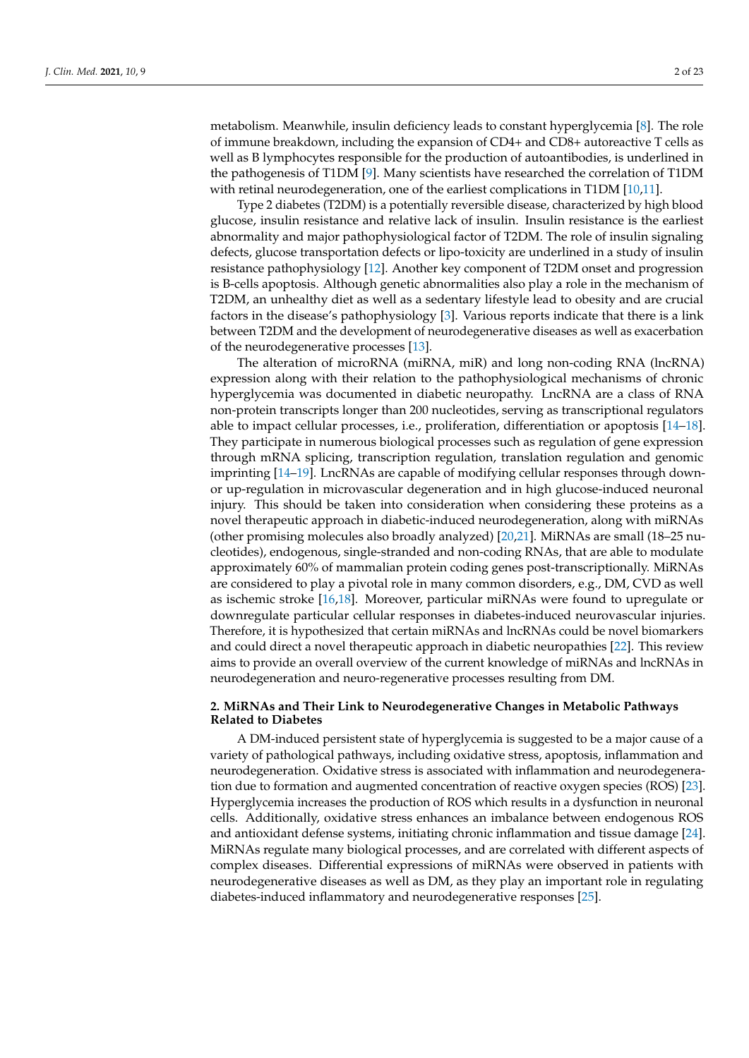metabolism. Meanwhile, insulin deficiency leads to constant hyperglycemia [8]. The role of immune breakdown, including the expansion of CD4+ and CD8+ autoreactive T cells as well as B lymphocytes responsible for the production of autoantibodies, is underlined in the pathogenesis of T1DM [9]. Many scientists have researched the correlation of T1DM with retinal neurodegeneration, one of the earliest complications in T1DM [10,11].

Type 2 diabetes (T2DM) is a potentially reversible disease, characterized by high blood glucose, insulin resistance and relative lack of insulin. Insulin resistance is the earliest abnormality and major pathophysiological factor of T2DM. The role of insulin signaling defects, glucose transportation defects or lipo-toxicity are underlined in a study of insulin resistance pathophysiology [12]. Another key component of T2DM onset and progression is B-cells apoptosis. Although genetic abnormalities also play a role in the mechanism of T2DM, an unhealthy diet as well as a sedentary lifestyle lead to obesity and are crucial factors in the disease's pathophysiology [3]. Various reports indicate that there is a link between T2DM and the development of neurodegenerative diseases as well as exacerbation of the neurodegenerative processes [13].

The alteration of microRNA (miRNA, miR) and long non-coding RNA (lncRNA) expression along with their relation to the pathophysiological mechanisms of chronic hyperglycemia was documented in diabetic neuropathy. LncRNA are a class of RNA non-protein transcripts longer than 200 nucleotides, serving as transcriptional regulators able to impact cellular processes, i.e., proliferation, differentiation or apoptosis [14–18]. They participate in numerous biological processes such as regulation of gene expression through mRNA splicing, transcription regulation, translation regulation and genomic imprinting [14–19]. LncRNAs are capable of modifying cellular responses through down- or up-regulation in microvascular degeneration and in high glucose-induced neuronal injury. This should be taken into consideration when considering these proteins as a novel therapeutic approach in diabetic-induced neurodegeneration, along with miRNAs (other promising molecules also broadly analyzed) [20,21]. MiRNAs are small (18–25 nucleotides), endogenous, single-stranded and non-coding RNAs, that are able to modulate approximately 60% of mammalian protein coding genes post-transcriptionally. MiRNAs are considered to play a pivotal role in many common disorders, e.g., DM, CVD as well as ischemic stroke [16,18]. Moreover, particular miRNAs were found to upregulate or downregulate particular cellular responses in diabetes-induced neurovascular injuries. Therefore, it is hypothesized that certain miRNAs and lncRNAs could be novel biomarkers and could direct a novel therapeutic approach in diabetic neuropathies [22]. This review aims to provide an overall overview of the current knowledge of miRNAs and lncRNAs in neurodegeneration and neuro-regenerative processes resulting from DM.

## 2. MiRNAs and Their Link to Neurodegenerative Changes in Metabolic Pathways Related to Diabetes

A DM-induced persistent state of hyperglycemia is suggested to be a major cause of a variety of pathological pathways, including oxidative stress, apoptosis, inflammation and neurodegeneration. Oxidative stress is associated with inflammation and neurodegeneration due to formation and augmented concentration of reactive oxygen species (ROS) [23]. Hyperglycemia increases the production of ROS which results in a dysfunction in neuronal cells. Additionally, oxidative stress enhances an imbalance between endogenous ROS and antioxidant defense systems, initiating chronic inflammation and tissue damage [24]. MiRNAs regulate many biological processes, and are correlated with different aspects of complex diseases. Differential expressions of miRNAs were observed in patients with neurodegenerative diseases as well as DM, as they play an important role in regulating diabetes-induced inflammatory and neurodegenerative responses [25].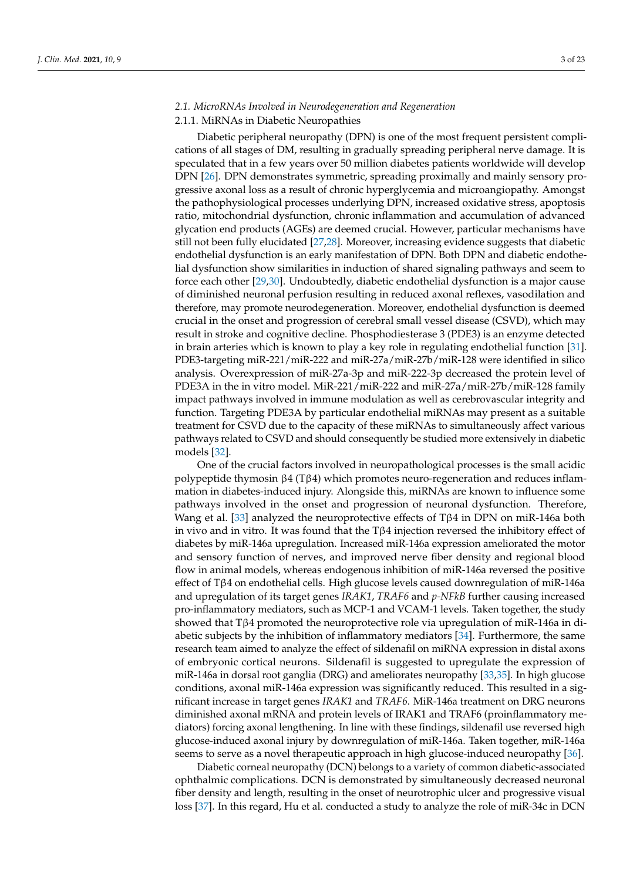### 2.1. MicroRNAs Involved in Neurodegeneration and Regeneration

#### 2.1.1. MiRNAs in Diabetic Neuropathies

Diabetic peripheral neuropathy (DPN) is one of the most frequent persistent complications of all stages of DM, resulting in gradually spreading peripheral nerve damage. It is speculated that in a few years over 50 million diabetes patients worldwide will develop DPN [26]. DPN demonstrates symmetric, spreading proximally and mainly sensory progressive axonal loss as a result of chronic hyperglycemia and microangiopathy. Amongst the pathophysiological processes underlying DPN, increased oxidative stress, apoptosis ratio, mitochondrial dysfunction, chronic inflammation and accumulation of advanced glycation end products (AGEs) are deemed crucial. However, particular mechanisms have still not been fully elucidated [27,28]. Moreover, increasing evidence suggests that diabetic endothelial dysfunction is an early manifestation of DPN. Both DPN and diabetic endothelial dysfunction show similarities in induction of shared signaling pathways and seem to force each other [29,30]. Undoubtedly, diabetic endothelial dysfunction is a major cause of diminished neuronal perfusion resulting in reduced axonal reflexes, vasodilation and therefore, may promote neurodegeneration. Moreover, endothelial dysfunction is deemed crucial in the onset and progression of cerebral small vessel disease (CSVD), which may result in stroke and cognitive decline. Phosphodiesterase 3 (PDE3) is an enzyme detected in brain arteries which is known to play a key role in regulating endothelial function [31]. PDE3-targeting miR-221/miR-222 and miR-27a/miR-27b/miR-128 were identified in silico analysis. Overexpression of miR-27a-3p and miR-222-3p decreased the protein level of PDE3A in the in vitro model. MiR-221/miR-222 and miR-27a/miR-27b/miR-128 family impact pathways involved in immune modulation as well as cerebrovascular integrity and function. Targeting PDE3A by particular endothelial miRNAs may present as a suitable treatment for CSVD due to the capacity of these miRNAs to simultaneously affect various pathways related to CSVD and should consequently be studied more extensively in diabetic models [32].

One of the crucial factors involved in neuropathological processes is the small acidic polypeptide thymosin β4 (Tβ4) which promotes neuro-regeneration and reduces inflammation in diabetes-induced injury. Alongside this, miRNAs are known to influence some pathways involved in the onset and progression of neuronal dysfunction. Therefore, Wang et al. [33] analyzed the neuroprotective effects of Tβ4 in DPN on miR-146a both in vivo and in vitro. It was found that the Tβ4 injection reversed the inhibitory effect of diabetes by miR-146a upregulation. Increased miR-146a expression ameliorated the motor and sensory function of nerves, and improved nerve fiber density and regional blood flow in animal models, whereas endogenous inhibition of miR-146a reversed the positive effect of Tβ4 on endothelial cells. High glucose levels caused downregulation of miR-146a and upregulation of its target genes *IRAK1*, *TRAF6* and *p-NFkB* further causing increased pro-inflammatory mediators, such as MCP-1 and VCAM-1 levels. Taken together, the study showed that Tβ4 promoted the neuroprotective role via upregulation of miR-146a in diabetic subjects by the inhibition of inflammatory mediators [34]. Furthermore, the same research team aimed to analyze the effect of sildenafil on miRNA expression in distal axons of embryonic cortical neurons. Sildenafil is suggested to upregulate the expression of miR-146a in dorsal root ganglia (DRG) and ameliorates neuropathy [33,35]. In high glucose conditions, axonal miR-146a expression was significantly reduced. This resulted in a significant increase in target genes *IRAK1* and *TRAF6*. MiR-146a treatment on DRG neurons diminished axonal mRNA and protein levels of IRAK1 and TRAF6 (proinflammatory mediators) forcing axonal lengthening. In line with these findings, sildenafil use reversed high glucose-induced axonal injury by downregulation of miR-146a. Taken together, miR-146a seems to serve as a novel therapeutic approach in high glucose-induced neuropathy [36].

Diabetic corneal neuropathy (DCN) belongs to a variety of common diabetic-associated ophthalmic complications. DCN is demonstrated by simultaneously decreased neuronal fiber density and length, resulting in the onset of neurotrophic ulcer and progressive visual loss [37]. In this regard, Hu et al. conducted a study to analyze the role of miR-34c in DCN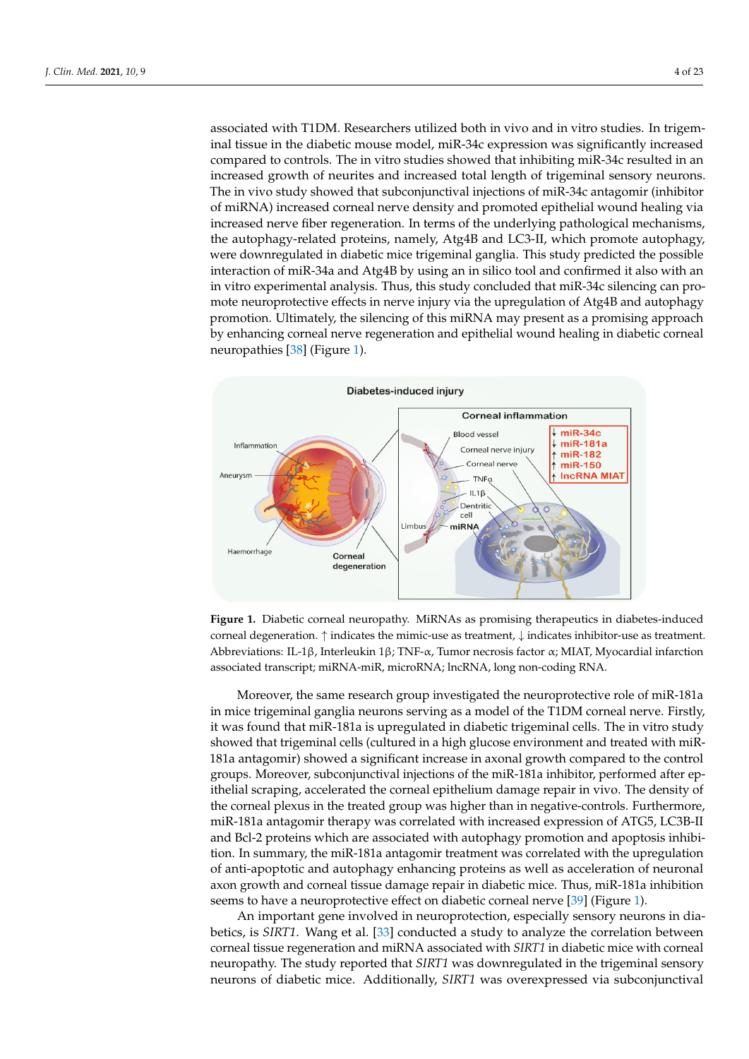associated with T1DM. Researchers utilized both in vivo and in vitro studies. In trigeminal tissue in the diabetic mouse model, miR-34c expression was significantly increased compared to controls. The in vitro studies showed that inhibiting miR-34c resulted in an increased growth of neurites and increased total length of trigeminal sensory neurons. The in vivo study showed that subconjunctival injections of miR-34c antagomir (inhibitor of miRNA) increased corneal nerve density and promoted epithelial wound healing via increased nerve fiber regeneration. In terms of the underlying pathological mechanisms, the autophagy-related proteins, namely, Atg4B and LC3-II, which promote autophagy, were downregulated in diabetic mice trigeminal ganglia. This study predicted the possible interaction of miR-34a and Atg4B by using an in silico tool and confirmed it also with an in vitro experimental analysis. Thus, this study concluded that miR-34c silencing can promote neuroprotective effects in nerve injury via the upregulation of Atg4B and autophagy promotion. Ultimately, the silencing of this miRNA may present as a promising approach by enhancing corneal nerve regeneration and epithelial wound healing in diabetic corneal neuropathies [38] (Figure 1).

**Figure 1.** Diabetic corneal neuropathy. MiRNAs as promising therapeutics in diabetes-induced corneal degeneration. ↑ indicates the mimic-use as treatment, ↓ indicates inhibitor-use as treatment. Abbreviations: IL-1β, Interleukin 1β; TNF-α, Tumor necrosis factor α; MIAT, Myocardial infarction associated transcript; miRNA-miR, microRNA; lncRNA, long non-coding RNA.

Moreover, the same research group investigated the neuroprotective role of miR-181a in mice trigeminal ganglia neurons serving as a model of the T1DM corneal nerve. Firstly, it was found that miR-181a is upregulated in diabetic trigeminal cells. The in vitro study showed that trigeminal cells (cultured in a high glucose environment and treated with miR-181a antagomir) showed a significant increase in axonal growth compared to the control groups. Moreover, subconjunctival injections of the miR-181a inhibitor, performed after epithelial scraping, accelerated the corneal epithelium damage repair in vivo. The density of the corneal plexus in the treated group was higher than in negative-controls. Furthermore, miR-181a antagomir therapy was correlated with increased expression of ATG5, LC3B-II and Bcl-2 proteins which are associated with autophagy promotion and apoptosis inhibition. In summary, the miR-181a antagomir treatment was correlated with the upregulation of anti-apoptotic and autophagy enhancing proteins as well as acceleration of neuronal axon growth and corneal tissue damage repair in diabetic mice. Thus, miR-181a inhibition seems to have a neuroprotective effect on diabetic corneal nerve [39] (Figure 1).

An important gene involved in neuroprotection, especially sensory neurons in diabetics, is *SIRT1*. Wang et al. [33] conducted a study to analyze the correlation between corneal tissue regeneration and miRNA associated with *SIRT1* in diabetic mice with corneal neuropathy. The study reported that *SIRT1* was downregulated in the trigeminal sensory neurons of diabetic mice. Additionally, *SIRT1* was overexpressed via subconjunctival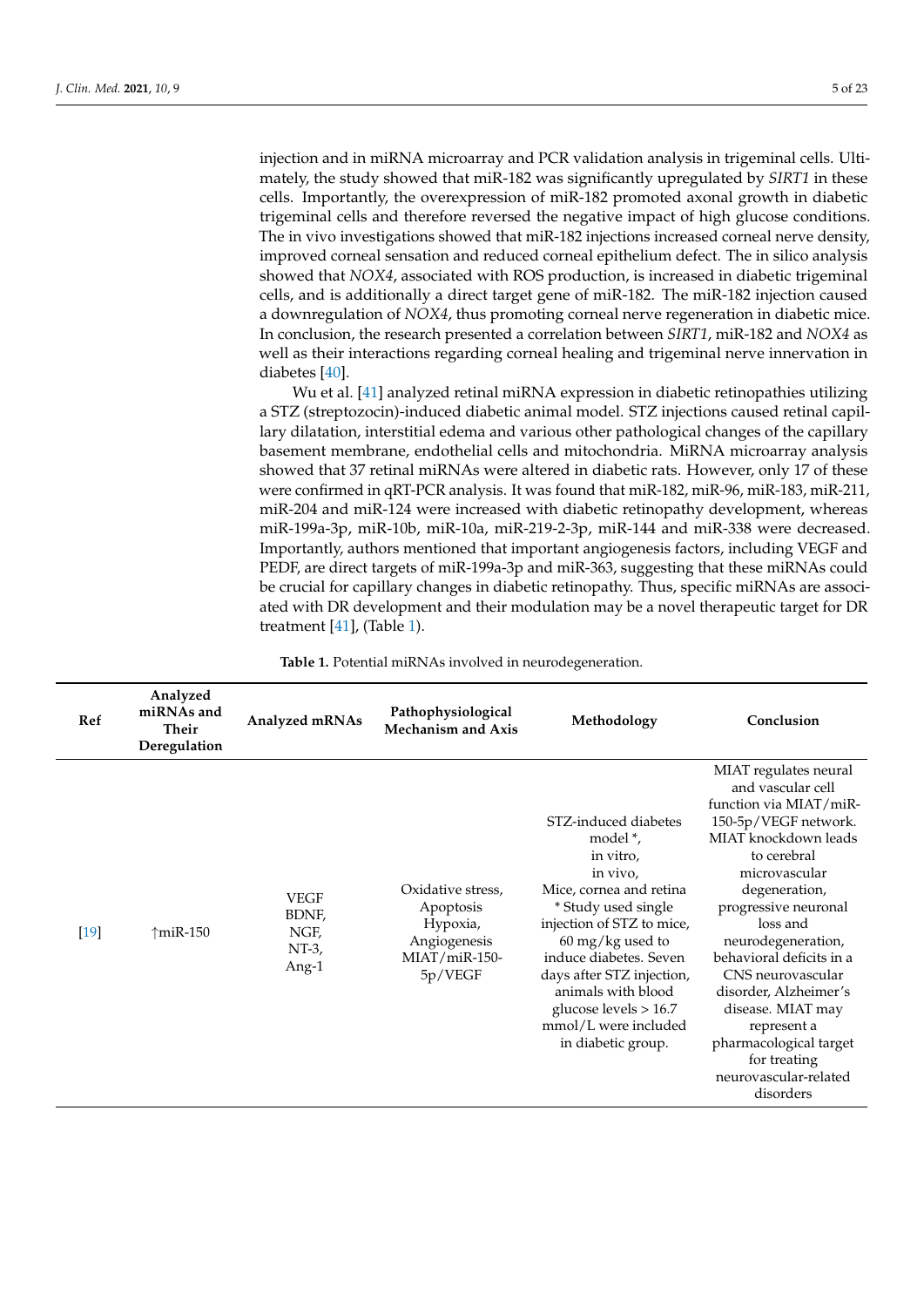injection and in miRNA microarray and PCR validation analysis in trigeminal cells. Ultimately, the study showed that miR-182 was significantly upregulated by *SIRT1* in these cells. Importantly, the overexpression of miR-182 promoted axonal growth in diabetic trigeminal cells and therefore reversed the negative impact of high glucose conditions. The in vivo investigations showed that miR-182 injections increased corneal nerve density, improved corneal sensation and reduced corneal epithelium defect. The in silico analysis showed that *NOX4*, associated with ROS production, is increased in diabetic trigeminal cells, and is additionally a direct target gene of miR-182. The miR-182 injection caused a downregulation of *NOX4*, thus promoting corneal nerve regeneration in diabetic mice. In conclusion, the research presented a correlation between *SIRT1*, miR-182 and *NOX4* as well as their interactions regarding corneal healing and trigeminal nerve innervation in diabetes [40].

Wu et al. [41] analyzed retinal miRNA expression in diabetic retinopathies utilizing a STZ (streptozocin)-induced diabetic animal model. STZ injections caused retinal capillary dilatation, interstitial edema and various other pathological changes of the capillary basement membrane, endothelial cells and mitochondria. MiRNA microarray analysis showed that 37 retinal miRNAs were altered in diabetic rats. However, only 17 of these were confirmed in qRT-PCR analysis. It was found that miR-182, miR-96, miR-183, miR-211, miR-204 and miR-124 were increased with diabetic retinopathy development, whereas miR-199a-3p, miR-10b, miR-10a, miR-219-2-3p, miR-144 and miR-338 were decreased. Importantly, authors mentioned that important angiogenesis factors, including VEGF and PEDF, are direct targets of miR-199a-3p and miR-363, suggesting that these miRNAs could be crucial for capillary changes in diabetic retinopathy. Thus, specific miRNAs are associated with DR development and their modulation may be a novel therapeutic target for DR treatment [41], (Table 1).

**Table 1.** Potential miRNAs involved in neurodegeneration.

| Ref | Analyzed miRNAs and Their Deregulation | Analyzed mRNAs | Pathophysiological Mechanism and Axis | Methodology | Conclusion |
|---|---|---|---|---|---|
| [19] | ↑miR-150 | VEGF BDNF, NGF, NT-3, Ang-1 | Oxidative stress, Apoptosis Hypoxia, Angiogenesis MIAT/miR-150-5p/VEGF | STZ-induced diabetes model *, in vitro, in vivo, Mice, cornea and retina * Study used single injection of STZ to mice, 60 mg/kg used to induce diabetes. Seven days after STZ injection, animals with blood glucose levels > 16.7 mmol/L were included in diabetic group. | MIAT regulates neural and vascular cell function via MIAT/miR-150-5p/VEGF network. MIAT knockdown leads to cerebral microvascular degeneration, progressive neuronal loss and neurodegeneration, behavioral deficits in a CNS neurovascular disorder, Alzheimer's disease. MIAT may represent a pharmacological target for treating neurovascular-related disorders |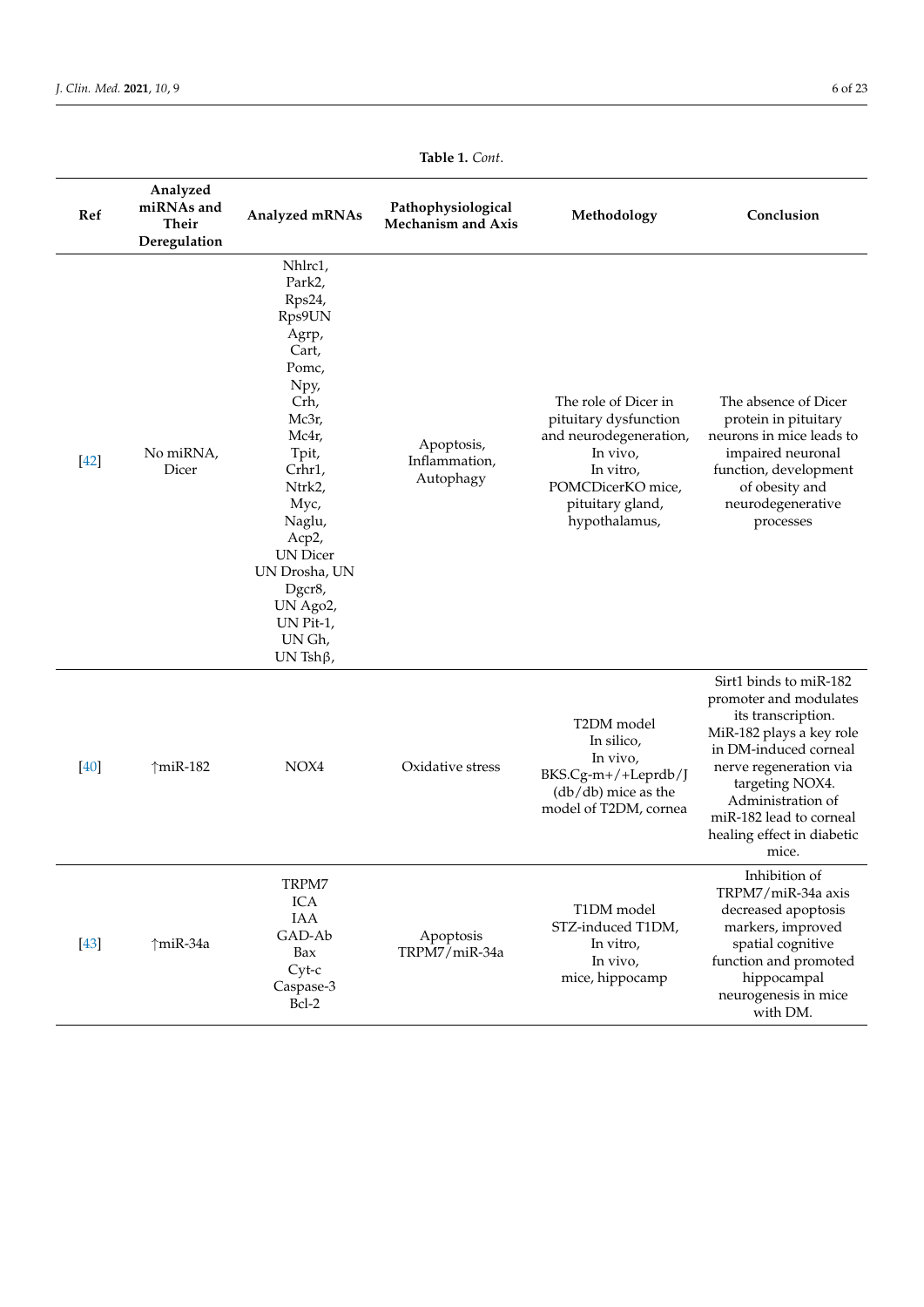**Table 1.** *Cont.*

| Ref | Analyzed miRNAs and Their Deregulation | Analyzed mRNAs | Pathophysiological Mechanism and Axis | Methodology | Conclusion |
|---|---|---|---|---|---|
| [42] | No miRNA, Dicer | Nhlrc1, Park2, Rps24, Rps9UN Agrp, Cart, Pomc, Npy, Crh, Mc3r, Mc4r, Tpit, Crhr1, Ntrk2, Myc, Naglu, Acp2, UN Dicer UN Drosha, UN Dgcr8, UN Ago2, UN Pit-1, UN Gh, UN Tshβ, | Apoptosis, Inflammation, Autophagy | The role of Dicer in pituitary dysfunction and neurodegeneration, In vivo, In vitro, POMCDicerKO mice, pituitary gland, hypothalamus, | The absence of Dicer protein in pituitary neurons in mice leads to impaired neuronal function, development of obesity and neurodegenerative processes |
| [40] | ↑miR-182 | NOX4 | Oxidative stress | T2DM model In silico, In vivo, BKS.Cg-m+/+Leprdb/J (db/db) mice as the model of T2DM, cornea | Sirt1 binds to miR-182 promoter and modulates its transcription. MiR-182 plays a key role in DM-induced corneal nerve regeneration via targeting NOX4. Administration of miR-182 lead to corneal healing effect in diabetic mice. |
| [43] | ↑miR-34a | TRPM7 ICA IAA GAD-Ab Bax Cyt-c Caspase-3 Bcl-2 | Apoptosis TRPM7/miR-34a | T1DM model STZ-induced T1DM, In vitro, In vivo, mice, hippocamp | Inhibition of TRPM7/miR-34a axis decreased apoptosis markers, improved spatial cognitive function and promoted hippocampal neurogenesis in mice with DM. |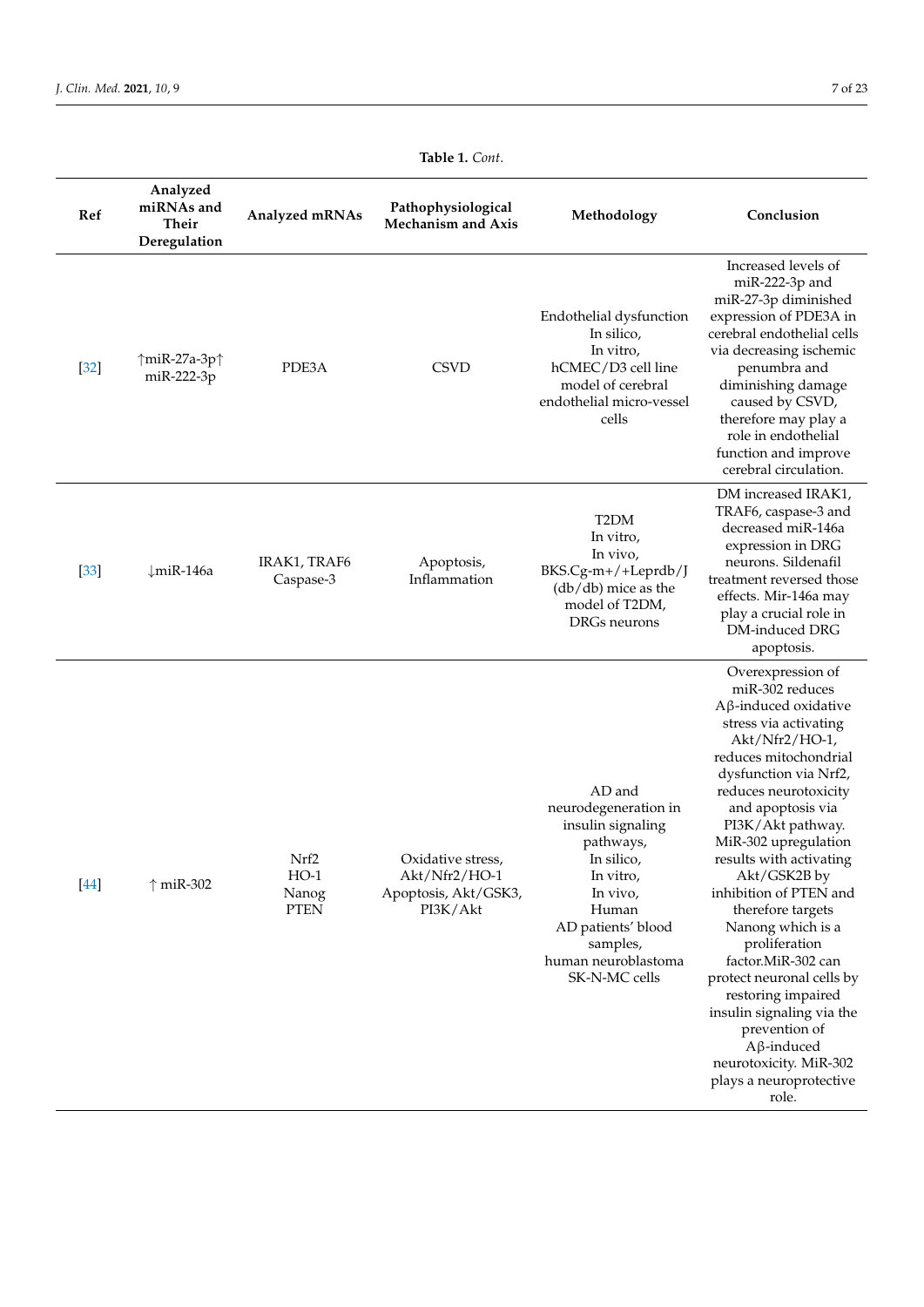Table 1. *Cont.*

| Ref | Analyzed miRNAs and Their Deregulation | Analyzed mRNAs | Pathophysiological Mechanism and Axis | Methodology | Conclusion |
|---|---|---|---|---|---|
| [32] | ↑miR-27a-3p↑ miR-222-3p | PDE3A | CSVD | Endothelial dysfunction In silico, In vitro, hCMEC/D3 cell line model of cerebral endothelial micro-vessel cells | Increased levels of miR-222-3p and miR-27-3p diminished expression of PDE3A in cerebral endothelial cells via decreasing ischemic penumbra and diminishing damage caused by CSVD, therefore may play a role in endothelial function and improve cerebral circulation. |
| [33] | ↓miR-146a | IRAK1, TRAF6 Caspase-3 | Apoptosis, Inflammation | T2DM In vitro, In vivo, BKS.Cg-m+/+Leprdb/J (db/db) mice as the model of T2DM, DRGs neurons | DM increased IRAK1, TRAF6, caspase-3 and decreased miR-146a expression in DRG neurons. Sildenafil treatment reversed those effects. Mir-146a may play a crucial role in DM-induced DRG apoptosis. |
| [44] | ↑ miR-302 | Nrf2 HO-1 Nanog PTEN | Oxidative stress, Akt/Nfr2/HO-1 Apoptosis, Akt/GSK3, PI3K/Akt | AD and neurodegeneration in insulin signaling pathways, In silico, In vitro, In vivo, Human AD patients' blood samples, human neuroblastoma SK-N-MC cells | Overexpression of miR-302 reduces Aβ-induced oxidative stress via activating Akt/Nfr2/HO-1, reduces mitochondrial dysfunction via Nrf2, reduces neurotoxicity and apoptosis via PI3K/Akt pathway. MiR-302 upregulation results with activating Akt/GSK2B by inhibition of PTEN and therefore targets Nanong which is a proliferation factor.MiR-302 can protect neuronal cells by restoring impaired insulin signaling via the prevention of Aβ-induced neurotoxicity. MiR-302 plays a neuroprotective role. |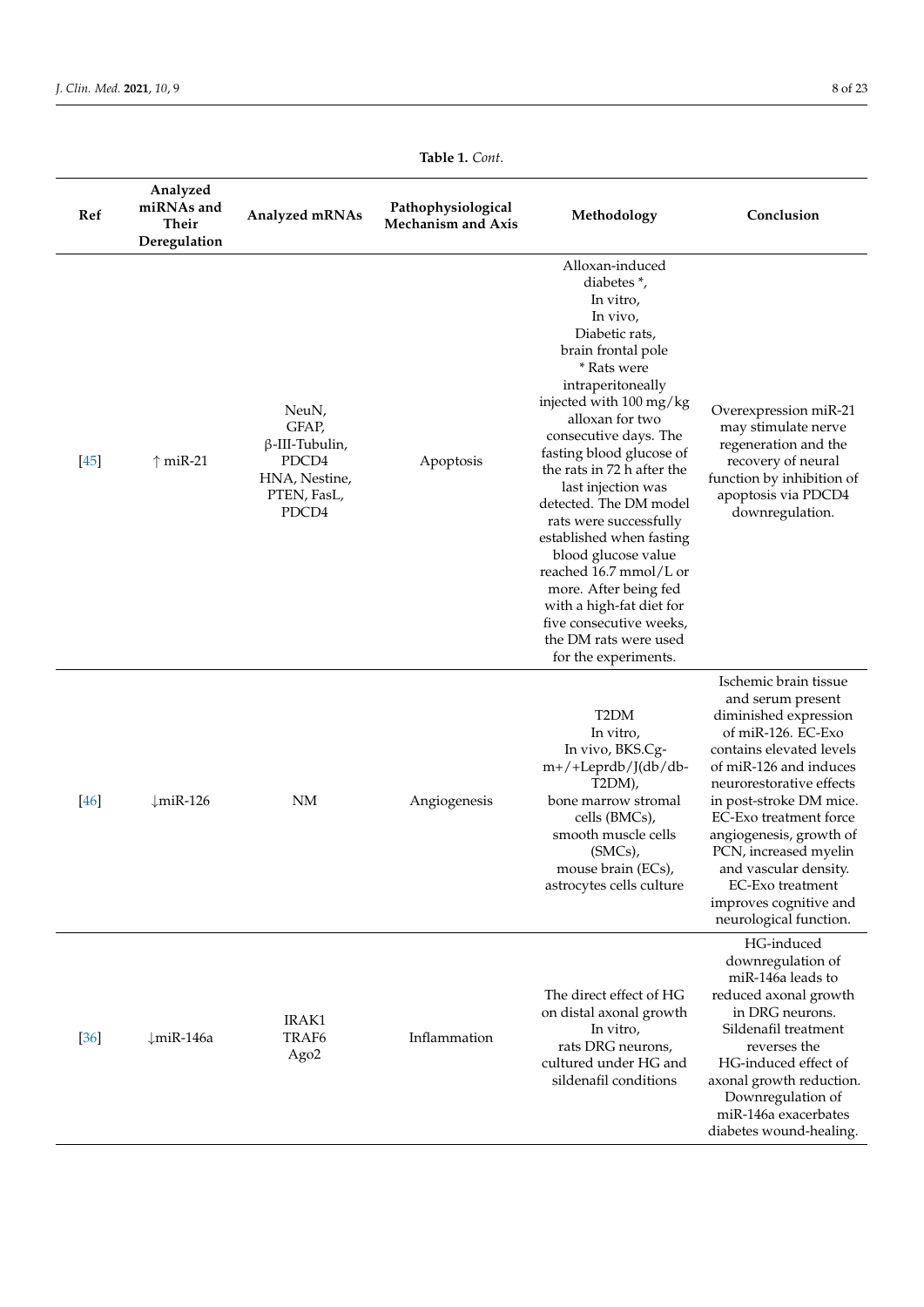**Table 1.** *Cont.*

| Ref | Analyzed miRNAs and Their Deregulation | Analyzed mRNAs | Pathophysiological Mechanism and Axis | Methodology | Conclusion |
|---|---|---|---|---|---|
| [45] | ↑ miR-21 | NeuN, GFAP, β-III-Tubulin, PDCD4 HNA, Nestine, PTEN, FasL, PDCD4 | Apoptosis | Alloxan-induced diabetes *, In vitro, In vivo, Diabetic rats, brain frontal pole * Rats were intraperitoneally injected with 100 mg/kg alloxan for two consecutive days. The fasting blood glucose of the rats in 72 h after the last injection was detected. The DM model rats were successfully established when fasting blood glucose value reached 16.7 mmol/L or more. After being fed with a high-fat diet for five consecutive weeks, the DM rats were used for the experiments. | Overexpression miR-21 may stimulate nerve regeneration and the recovery of neural function by inhibition of apoptosis via PDCD4 downregulation. |
| [46] | ↓miR-126 | NM | Angiogenesis | T2DM In vitro, In vivo, BKS.Cg-m+/+Leprdb/J(db/db-T2DM), bone marrow stromal cells (BMCs), smooth muscle cells (SMCs), mouse brain (ECs), astrocytes cells culture | Ischemic brain tissue and serum present diminished expression of miR-126. EC-Exo contains elevated levels of miR-126 and induces neurorestorative effects in post-stroke DM mice. EC-Exo treatment force angiogenesis, growth of PCN, increased myelin and vascular density. EC-Exo treatment improves cognitive and neurological function. |
| [36] | ↓miR-146a | IRAK1 TRAF6 Ago2 | Inflammation | The direct effect of HG on distal axonal growth In vitro, rats DRG neurons, cultured under HG and sildenafil conditions | HG-induced downregulation of miR-146a leads to reduced axonal growth in DRG neurons. Sildenafil treatment reverses the HG-induced effect of axonal growth reduction. Downregulation of miR-146a exacerbates diabetes wound-healing. |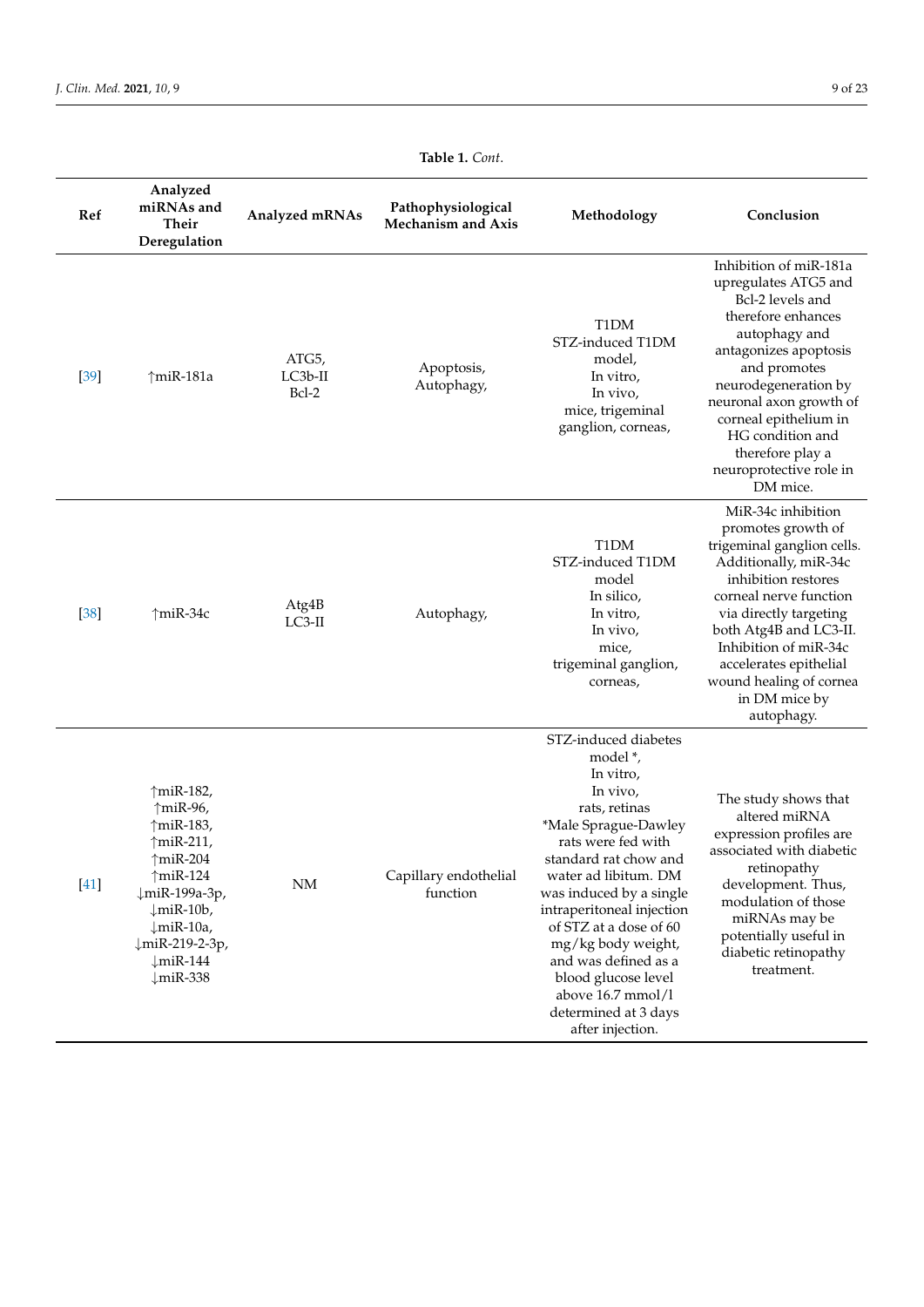**Table 1.** *Cont.*

| Ref | Analyzed miRNAs and Their Deregulation | Analyzed mRNAs | Pathophysiological Mechanism and Axis | Methodology | Conclusion |
| --- | --- | --- | --- | --- | --- |
| [39] | ↑miR-181a | ATG5, LC3b-II Bcl-2 | Apoptosis, Autophagy, | T1DM STZ-induced T1DM model, In vitro, In vivo, mice, trigeminal ganglion, corneas, | Inhibition of miR-181a upregulates ATG5 and Bcl-2 levels and therefore enhances autophagy and antagonizes apoptosis and promotes neurodegeneration by neuronal axon growth of corneal epithelium in HG condition and therefore play a neuroprotective role in DM mice. |
| [38] | ↑miR-34c | Atg4B LC3-II | Autophagy, | T1DM STZ-induced T1DM model In silico, In vitro, In vivo, mice, trigeminal ganglion, corneas, | MiR-34c inhibition promotes growth of trigeminal ganglion cells. Additionally, miR-34c inhibition restores corneal nerve function via directly targeting both Atg4B and LC3-II. Inhibition of miR-34c accelerates epithelial wound healing of cornea in DM mice by autophagy. |
| [41] | ↑miR-182, ↑miR-96, ↑miR-183, ↑miR-211, ↑miR-204 ↑miR-124 ↓miR-199a-3p, ↓miR-10b, ↓miR-10a, ↓miR-219-2-3p, ↓miR-144 ↓miR-338 | NM | Capillary endothelial function | STZ-induced diabetes model *, In vitro, In vivo, rats, retinas *Male Sprague-Dawley rats were fed with standard rat chow and water ad libitum. DM was induced by a single intraperitoneal injection of STZ at a dose of 60 mg/kg body weight, and was defined as a blood glucose level above 16.7 mmol/l determined at 3 days after injection. | The study shows that altered miRNA expression profiles are associated with diabetic retinopathy development. Thus, modulation of those miRNAs may be potentially useful in diabetic retinopathy treatment. |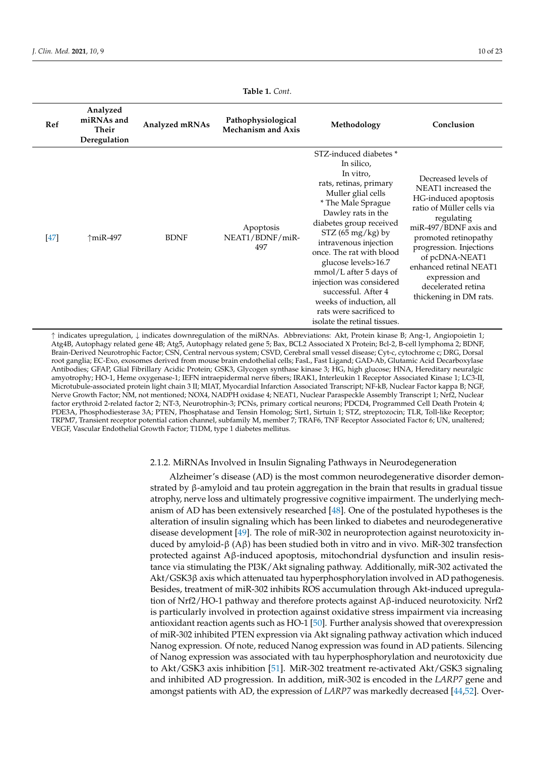**Table 1.** *Cont.*

| Ref | Analyzed miRNAs and Their Deregulation | Analyzed mRNAs | Pathophysiological Mechanism and Axis | Methodology | Conclusion |
|---|---|---|---|---|---|
| [47] | ↑miR-497 | BDNF | Apoptosis NEAT1/BDNF/miR-497 | STZ-induced diabetes * In silico, In vitro, rats, retinas, primary Muller glial cells * The Male Sprague Dawley rats in the diabetes group received STZ (65 mg/kg) by intravenous injection once. The rat with blood glucose levels>16.7 mmol/L after 5 days of injection was considered successful. After 4 weeks of induction, all rats were sacrificed to isolate the retinal tissues. | Decreased levels of NEAT1 increased the HG-induced apoptosis ratio of Müller cells via regulating miR-497/BDNF axis and promoted retinopathy progression. Injections of pcDNA-NEAT1 enhanced retinal NEAT1 expression and decelerated retina thickening in DM rats. |

↑ indicates upregulation, ↓ indicates downregulation of the miRNAs. Abbreviations: Akt, Protein kinase B; Ang-1, Angiopoietin 1; Atg4B, Autophagy related gene 4B; Atg5, Autophagy related gene 5; Bax, BCL2 Associated X Protein; Bcl-2, B-cell lymphoma 2; BDNF, Brain-Derived Neurotrophic Factor; CSN, Central nervous system; CSVD, Cerebral small vessel disease; Cyt-c, cytochrome c; DRG, Dorsal root ganglia; EC-Exo, exosomes derived from mouse brain endothelial cells; FasL, Fast Ligand; GAD-Ab, Glutamic Acid Decarboxylase Antibodies; GFAP, Glial Fibrillary Acidic Protein; GSK3, Glycogen synthase kinase 3; HG, high glucose; HNA, Hereditary neuralgic amyotrophy; HO-1, Heme oxygenase-1; IEFN intraepidermal nerve fibers; IRAK1, Interleukin 1 Receptor Associated Kinase 1; LC3-II, Microtubule-associated protein light chain 3 II; MIAT, Myocardial Infarction Associated Transcript; NF-kB, Nuclear Factor kappa B; NGF, Nerve Growth Factor; NM, not mentioned; NOX4, NADPH oxidase 4; NEAT1, Nuclear Paraspeckle Assembly Transcript 1; Nrf2, Nuclear factor erythroid 2-related factor 2; NT-3, Neurotrophin-3; PCNs, primary cortical neurons; PDCD4, Programmed Cell Death Protein 4; PDE3A, Phosphodiesterase 3A; PTEN, Phosphatase and Tensin Homolog; Sirt1, Sirtuin 1; STZ, streptozocin; TLR, Toll-like Receptor; TRPM7, Transient receptor potential cation channel, subfamily M, member 7; TRAF6, TNF Receptor Associated Factor 6; UN, unaltered; VEGF, Vascular Endothelial Growth Factor; T1DM, type 1 diabetes mellitus.

#### 2.1.2. MiRNAs Involved in Insulin Signaling Pathways in Neurodegeneration

Alzheimer's disease (AD) is the most common neurodegenerative disorder demonstrated by β-amyloid and tau protein aggregation in the brain that results in gradual tissue atrophy, nerve loss and ultimately progressive cognitive impairment. The underlying mechanism of AD has been extensively researched [48]. One of the postulated hypotheses is the alteration of insulin signaling which has been linked to diabetes and neurodegenerative disease development [49]. The role of miR-302 in neuroprotection against neurotoxicity induced by amyloid-β (Aβ) has been studied both in vitro and in vivo. MiR-302 transfection protected against Aβ-induced apoptosis, mitochondrial dysfunction and insulin resistance via stimulating the PI3K/Akt signaling pathway. Additionally, miR-302 activated the Akt/GSK3β axis which attenuated tau hyperphosphorylation involved in AD pathogenesis. Besides, treatment of miR-302 inhibits ROS accumulation through Akt-induced upregulation of Nrf2/HO-1 pathway and therefore protects against Aβ-induced neurotoxicity. Nrf2 is particularly involved in protection against oxidative stress impairment via increasing antioxidant reaction agents such as HO-1 [50]. Further analysis showed that overexpression of miR-302 inhibited PTEN expression via Akt signaling pathway activation which induced Nanog expression. Of note, reduced Nanog expression was found in AD patients. Silencing of Nanog expression was associated with tau hyperphosphorylation and neurotoxicity due to Akt/GSK3 axis inhibition [51]. MiR-302 treatment re-activated Akt/GSK3 signaling and inhibited AD progression. In addition, miR-302 is encoded in the *LARP7* gene and amongst patients with AD, the expression of *LARP7* was markedly decreased [44,52]. Over-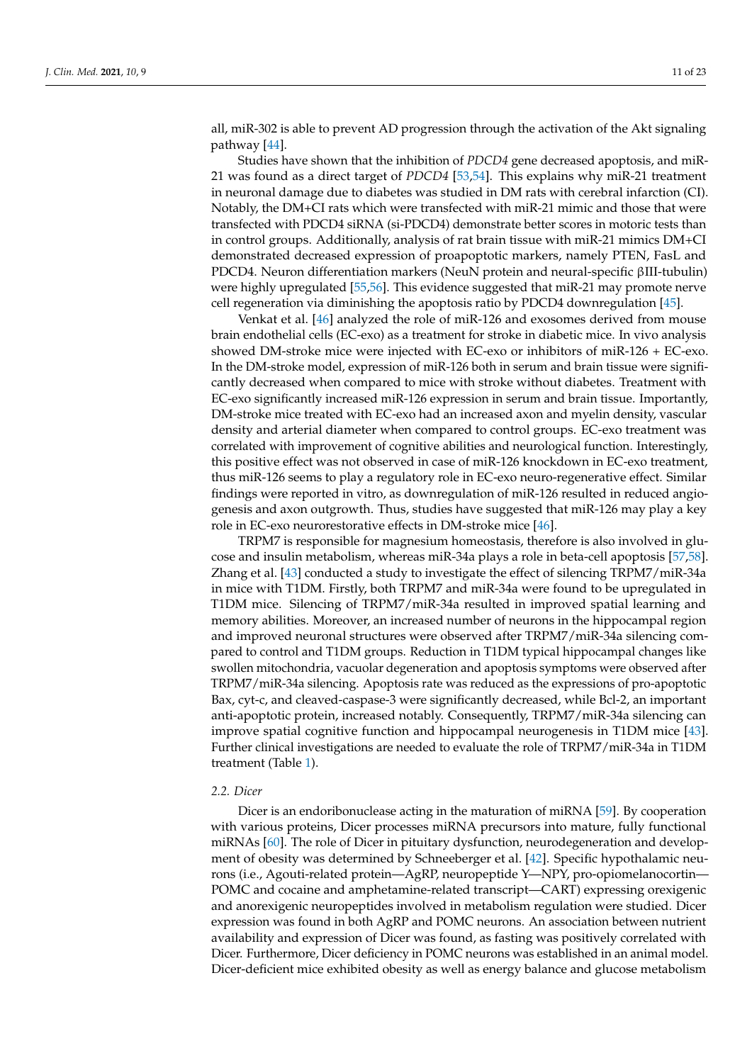all, miR-302 is able to prevent AD progression through the activation of the Akt signaling pathway [44].

Studies have shown that the inhibition of *PDCD4* gene decreased apoptosis, and miR-21 was found as a direct target of *PDCD4* [53,54]. This explains why miR-21 treatment in neuronal damage due to diabetes was studied in DM rats with cerebral infarction (CI). Notably, the DM+CI rats which were transfected with miR-21 mimic and those that were transfected with PDCD4 siRNA (si-PDCD4) demonstrate better scores in motoric tests than in control groups. Additionally, analysis of rat brain tissue with miR-21 mimics DM+CI demonstrated decreased expression of proapoptotic markers, namely PTEN, FasL and PDCD4. Neuron differentiation markers (NeuN protein and neural-specific βIII-tubulin) were highly upregulated [55,56]. This evidence suggested that miR-21 may promote nerve cell regeneration via diminishing the apoptosis ratio by PDCD4 downregulation [45].

Venkat et al. [46] analyzed the role of miR-126 and exosomes derived from mouse brain endothelial cells (EC-exo) as a treatment for stroke in diabetic mice. In vivo analysis showed DM-stroke mice were injected with EC-exo or inhibitors of miR-126 + EC-exo. In the DM-stroke model, expression of miR-126 both in serum and brain tissue were significantly decreased when compared to mice with stroke without diabetes. Treatment with EC-exo significantly increased miR-126 expression in serum and brain tissue. Importantly, DM-stroke mice treated with EC-exo had an increased axon and myelin density, vascular density and arterial diameter when compared to control groups. EC-exo treatment was correlated with improvement of cognitive abilities and neurological function. Interestingly, this positive effect was not observed in case of miR-126 knockdown in EC-exo treatment, thus miR-126 seems to play a regulatory role in EC-exo neuro-regenerative effect. Similar findings were reported in vitro, as downregulation of miR-126 resulted in reduced angiogenesis and axon outgrowth. Thus, studies have suggested that miR-126 may play a key role in EC-exo neurorestorative effects in DM-stroke mice [46].

TRPM7 is responsible for magnesium homeostasis, therefore is also involved in glucose and insulin metabolism, whereas miR-34a plays a role in beta-cell apoptosis [57,58]. Zhang et al. [43] conducted a study to investigate the effect of silencing TRPM7/miR-34a in mice with T1DM. Firstly, both TRPM7 and miR-34a were found to be upregulated in T1DM mice. Silencing of TRPM7/miR-34a resulted in improved spatial learning and memory abilities. Moreover, an increased number of neurons in the hippocampal region and improved neuronal structures were observed after TRPM7/miR-34a silencing compared to control and T1DM groups. Reduction in T1DM typical hippocampal changes like swollen mitochondria, vacuolar degeneration and apoptosis symptoms were observed after TRPM7/miR-34a silencing. Apoptosis rate was reduced as the expressions of pro-apoptotic Bax, cyt-c, and cleaved-caspase-3 were significantly decreased, while Bcl-2, an important anti-apoptotic protein, increased notably. Consequently, TRPM7/miR-34a silencing can improve spatial cognitive function and hippocampal neurogenesis in T1DM mice [43]. Further clinical investigations are needed to evaluate the role of TRPM7/miR-34a in T1DM treatment (Table 1).

### 2.2. Dicer

Dicer is an endoribonuclease acting in the maturation of miRNA [59]. By cooperation with various proteins, Dicer processes miRNA precursors into mature, fully functional miRNAs [60]. The role of Dicer in pituitary dysfunction, neurodegeneration and development of obesity was determined by Schneeberger et al. [42]. Specific hypothalamic neurons (i.e., Agouti-related protein—AgRP, neuropeptide Y—NPY, pro-opiomelanocortin—POMC and cocaine and amphetamine-related transcript—CART) expressing orexigenic and anorexigenic neuropeptides involved in metabolism regulation were studied. Dicer expression was found in both AgRP and POMC neurons. An association between nutrient availability and expression of Dicer was found, as fasting was positively correlated with Dicer. Furthermore, Dicer deficiency in POMC neurons was established in an animal model. Dicer-deficient mice exhibited obesity as well as energy balance and glucose metabolism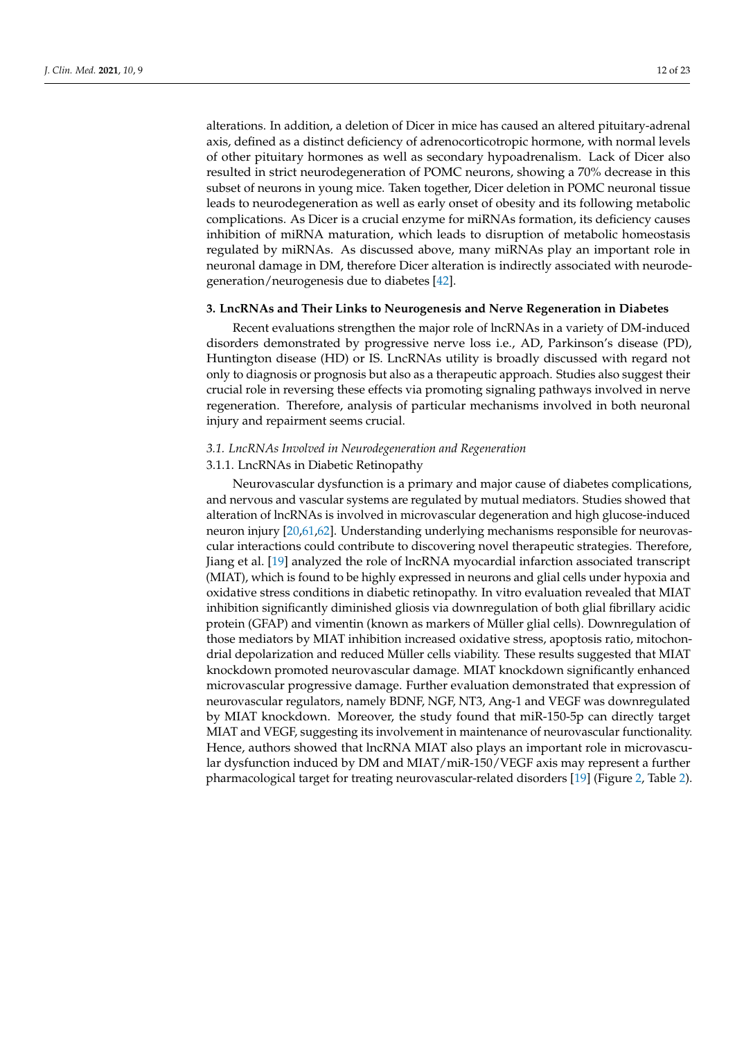alterations. In addition, a deletion of Dicer in mice has caused an altered pituitary-adrenal axis, defined as a distinct deficiency of adrenocorticotropic hormone, with normal levels of other pituitary hormones as well as secondary hypoadrenalism. Lack of Dicer also resulted in strict neurodegeneration of POMC neurons, showing a 70% decrease in this subset of neurons in young mice. Taken together, Dicer deletion in POMC neuronal tissue leads to neurodegeneration as well as early onset of obesity and its following metabolic complications. As Dicer is a crucial enzyme for miRNAs formation, its deficiency causes inhibition of miRNA maturation, which leads to disruption of metabolic homeostasis regulated by miRNAs. As discussed above, many miRNAs play an important role in neuronal damage in DM, therefore Dicer alteration is indirectly associated with neurodegeneration/neurogenesis due to diabetes [42].

## 3. LncRNAs and Their Links to Neurogenesis and Nerve Regeneration in Diabetes

Recent evaluations strengthen the major role of lncRNAs in a variety of DM-induced disorders demonstrated by progressive nerve loss i.e., AD, Parkinson's disease (PD), Huntington disease (HD) or IS. LncRNAs utility is broadly discussed with regard not only to diagnosis or prognosis but also as a therapeutic approach. Studies also suggest their crucial role in reversing these effects via promoting signaling pathways involved in nerve regeneration. Therefore, analysis of particular mechanisms involved in both neuronal injury and repairment seems crucial.

### *3.1. LncRNAs Involved in Neurodegeneration and Regeneration*

#### 3.1.1. LncRNAs in Diabetic Retinopathy

Neurovascular dysfunction is a primary and major cause of diabetes complications, and nervous and vascular systems are regulated by mutual mediators. Studies showed that alteration of lncRNAs is involved in microvascular degeneration and high glucose-induced neuron injury [20,61,62]. Understanding underlying mechanisms responsible for neurovascular interactions could contribute to discovering novel therapeutic strategies. Therefore, Jiang et al. [19] analyzed the role of lncRNA myocardial infarction associated transcript (MIAT), which is found to be highly expressed in neurons and glial cells under hypoxia and oxidative stress conditions in diabetic retinopathy. In vitro evaluation revealed that MIAT inhibition significantly diminished gliosis via downregulation of both glial fibrillary acidic protein (GFAP) and vimentin (known as markers of Müller glial cells). Downregulation of those mediators by MIAT inhibition increased oxidative stress, apoptosis ratio, mitochondrial depolarization and reduced Müller cells viability. These results suggested that MIAT knockdown promoted neurovascular damage. MIAT knockdown significantly enhanced microvascular progressive damage. Further evaluation demonstrated that expression of neurovascular regulators, namely BDNF, NGF, NT3, Ang-1 and VEGF was downregulated by MIAT knockdown. Moreover, the study found that miR-150-5p can directly target MIAT and VEGF, suggesting its involvement in maintenance of neurovascular functionality. Hence, authors showed that lncRNA MIAT also plays an important role in microvascular dysfunction induced by DM and MIAT/miR-150/VEGF axis may represent a further pharmacological target for treating neurovascular-related disorders [19] (Figure 2, Table 2).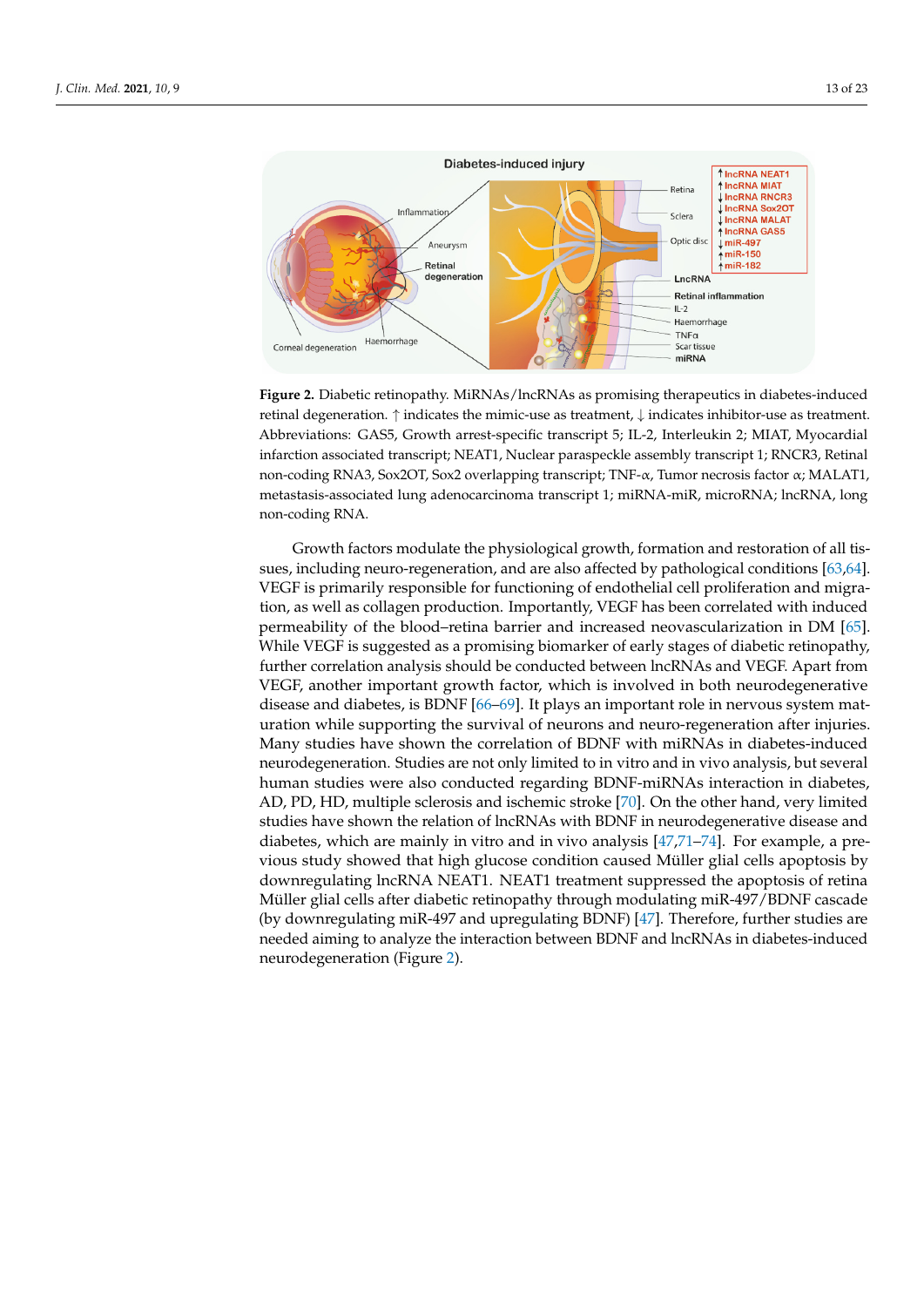**Figure 2.** Diabetic retinopathy. MiRNAs/lncRNAs as promising therapeutics in diabetes-induced retinal degeneration. ↑ indicates the mimic-use as treatment, ↓ indicates inhibitor-use as treatment. Abbreviations: GAS5, Growth arrest-specific transcript 5; IL-2, Interleukin 2; MIAT, Myocardial infarction associated transcript; NEAT1, Nuclear paraspeckle assembly transcript 1; RNCR3, Retinal non-coding RNA3, Sox2OT, Sox2 overlapping transcript; TNF-α, Tumor necrosis factor α; MALAT1, metastasis-associated lung adenocarcinoma transcript 1; miRNA-miR, microRNA; lncRNA, long non-coding RNA.

Growth factors modulate the physiological growth, formation and restoration of all tissues, including neuro-regeneration, and are also affected by pathological conditions [63,64]. VEGF is primarily responsible for functioning of endothelial cell proliferation and migration, as well as collagen production. Importantly, VEGF has been correlated with induced permeability of the blood–retina barrier and increased neovascularization in DM [65]. While VEGF is suggested as a promising biomarker of early stages of diabetic retinopathy, further correlation analysis should be conducted between lncRNAs and VEGF. Apart from VEGF, another important growth factor, which is involved in both neurodegenerative disease and diabetes, is BDNF [66–69]. It plays an important role in nervous system maturation while supporting the survival of neurons and neuro-regeneration after injuries. Many studies have shown the correlation of BDNF with miRNAs in diabetes-induced neurodegeneration. Studies are not only limited to in vitro and in vivo analysis, but several human studies were also conducted regarding BDNF-miRNAs interaction in diabetes, AD, PD, HD, multiple sclerosis and ischemic stroke [70]. On the other hand, very limited studies have shown the relation of lncRNAs with BDNF in neurodegenerative disease and diabetes, which are mainly in vitro and in vivo analysis [47,71–74]. For example, a previous study showed that high glucose condition caused Müller glial cells apoptosis by downregulating lncRNA NEAT1. NEAT1 treatment suppressed the apoptosis of retina Müller glial cells after diabetic retinopathy through modulating miR-497/BDNF cascade (by downregulating miR-497 and upregulating BDNF) [47]. Therefore, further studies are needed aiming to analyze the interaction between BDNF and lncRNAs in diabetes-induced neurodegeneration (Figure 2).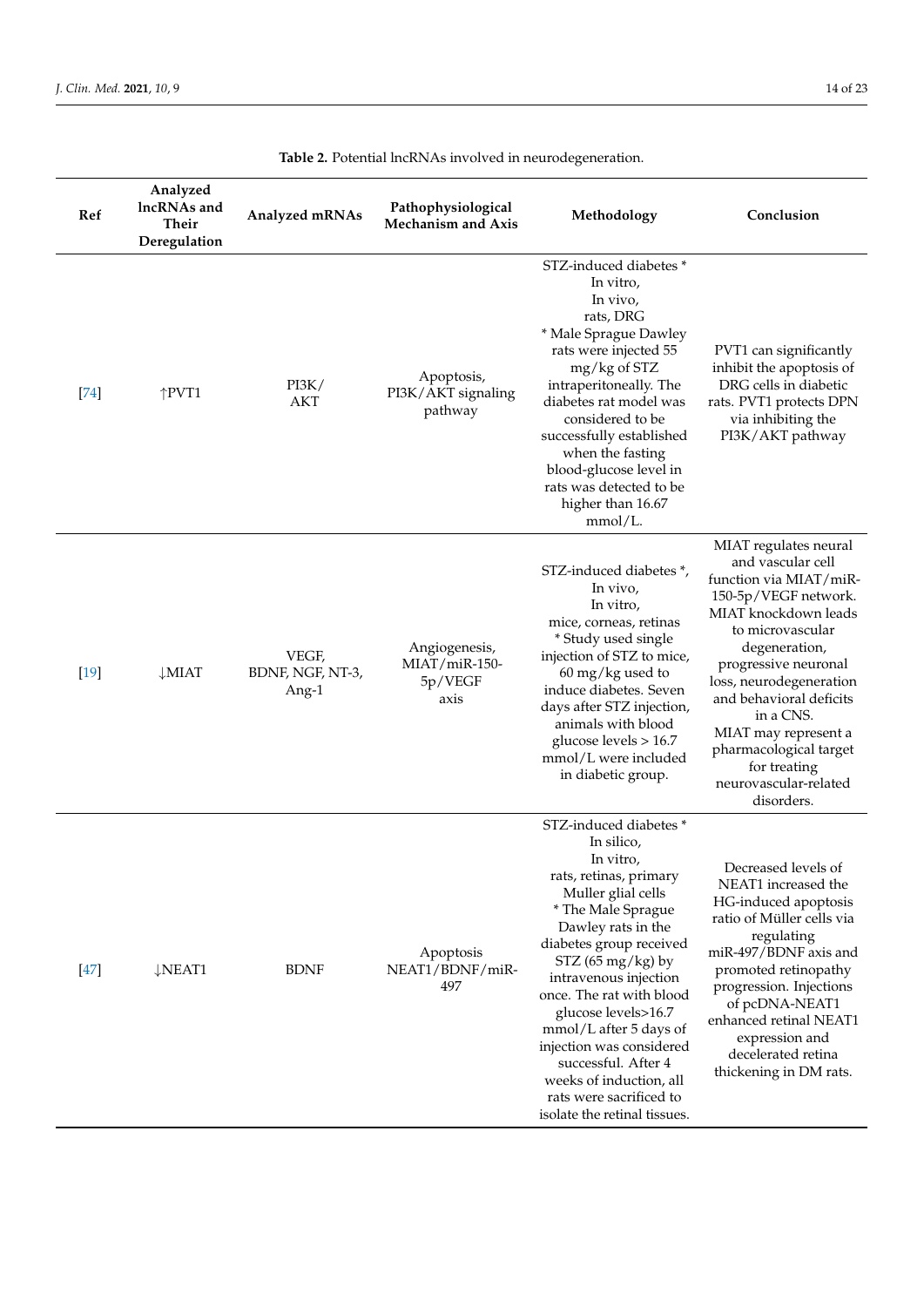**Table 2.** Potential lncRNAs involved in neurodegeneration.

| Ref | Analyzed lncRNAs and Their Deregulation | Analyzed mRNAs | Pathophysiological Mechanism and Axis | Methodology | Conclusion |
|---|---|---|---|---|---|
| [74] | ↑PVT1 | PI3K/AKT | Apoptosis, PI3K/AKT signaling pathway | STZ-induced diabetes * In vitro, In vivo, rats, DRG * Male Sprague Dawley rats were injected 55 mg/kg of STZ intraperitoneally. The diabetes rat model was considered to be successfully established when the fasting blood-glucose level in rats was detected to be higher than 16.67 mmol/L. | PVT1 can significantly inhibit the apoptosis of DRG cells in diabetic rats. PVT1 protects DPN via inhibiting the PI3K/AKT pathway |
| [19] | ↓MIAT | VEGF, BDNF, NGF, NT-3, Ang-1 | Angiogenesis, MIAT/miR-150-5p/VEGF axis | STZ-induced diabetes *, In vivo, In vitro, mice, corneas, retinas * Study used single injection of STZ to mice, 60 mg/kg used to induce diabetes. Seven days after STZ injection, animals with blood glucose levels > 16.7 mmol/L were included in diabetic group. | MIAT regulates neural and vascular cell function via MIAT/miR-150-5p/VEGF network. MIAT knockdown leads to microvascular degeneration, progressive neuronal loss, neurodegeneration and behavioral deficits in a CNS. MIAT may represent a pharmacological target for treating neurovascular-related disorders. |
| [47] | ↓NEAT1 | BDNF | Apoptosis NEAT1/BDNF/miR-497 | STZ-induced diabetes * In silico, In vitro, rats, retinas, primary Muller glial cells * The Male Sprague Dawley rats in the diabetes group received STZ (65 mg/kg) by intravenous injection once. The rat with blood glucose levels>16.7 mmol/L after 5 days of injection was considered successful. After 4 weeks of induction, all rats were sacrificed to isolate the retinal tissues. | Decreased levels of NEAT1 increased the HG-induced apoptosis ratio of Müller cells via regulating miR-497/BDNF axis and promoted retinopathy progression. Injections of pcDNA-NEAT1 enhanced retinal NEAT1 expression and decelerated retina thickening in DM rats. |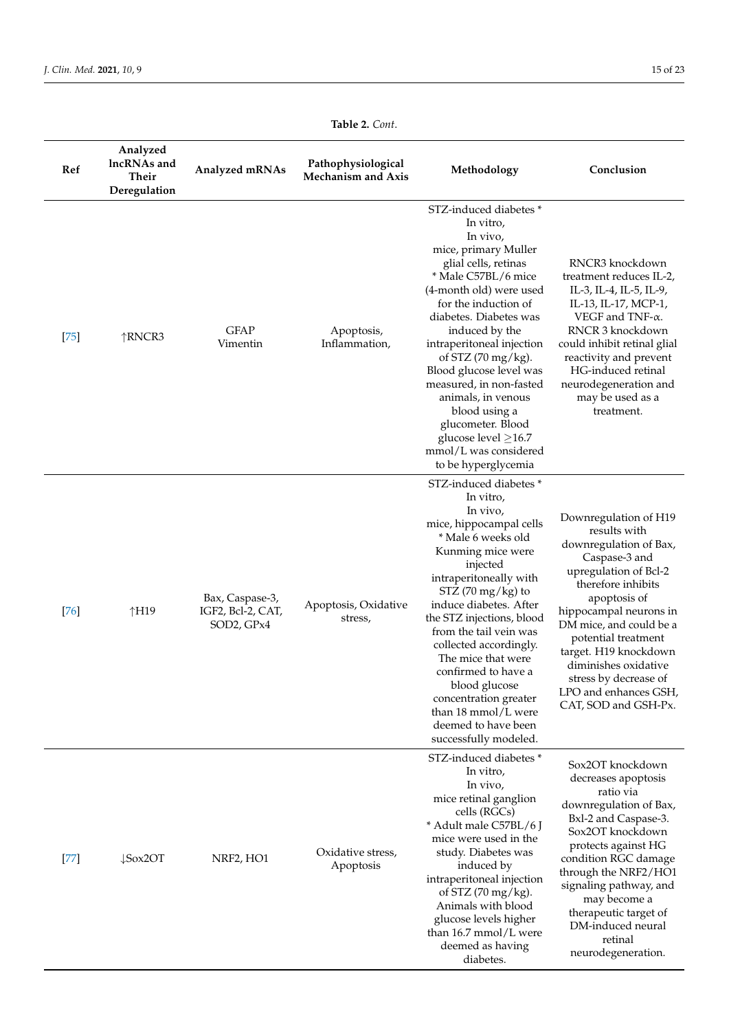**Table 2.** *Cont.*

| Ref | Analyzed lncRNAs and Their Deregulation | Analyzed mRNAs | Pathophysiological Mechanism and Axis | Methodology | Conclusion |
|---|---|---|---|---|---|
| [75] | ↑RNCR3 | GFAP Vimentin | Apoptosis, Inflammation, | STZ-induced diabetes * In vitro, In vivo, mice, primary Muller glial cells, retinas * Male C57BL/6 mice (4-month old) were used for the induction of diabetes. Diabetes was induced by the intraperitoneal injection of STZ (70 mg/kg). Blood glucose level was measured, in non-fasted animals, in venous blood using a glucometer. Blood glucose level ≥16.7 mmol/L was considered to be hyperglycemia | RNCR3 knockdown treatment reduces IL-2, IL-3, IL-4, IL-5, IL-9, IL-13, IL-17, MCP-1, VEGF and TNF-α. RNCR 3 knockdown could inhibit retinal glial reactivity and prevent HG-induced retinal neurodegeneration and may be used as a treatment. |
| [76] | ↑H19 | Bax, Caspase-3, IGF2, Bcl-2, CAT, SOD2, GPx4 | Apoptosis, Oxidative stress, | STZ-induced diabetes * In vitro, In vivo, mice, hippocampal cells * Male 6 weeks old Kunming mice were injected intraperitoneally with STZ (70 mg/kg) to induce diabetes. After the STZ injections, blood from the tail vein was collected accordingly. The mice that were confirmed to have a blood glucose concentration greater than 18 mmol/L were deemed to have been successfully modeled. | Downregulation of H19 results with downregulation of Bax, Caspase-3 and upregulation of Bcl-2 therefore inhibits apoptosis of hippocampal neurons in DM mice, and could be a potential treatment target. H19 knockdown diminishes oxidative stress by decrease of LPO and enhances GSH, CAT, SOD and GSH-Px. |
| [77] | ↓Sox2OT | NRF2, HO1 | Oxidative stress, Apoptosis | STZ-induced diabetes * In vitro, In vivo, mice retinal ganglion cells (RGCs) * Adult male C57BL/6 J mice were used in the study. Diabetes was induced by intraperitoneal injection of STZ (70 mg/kg). Animals with blood glucose levels higher than 16.7 mmol/L were deemed as having diabetes. | Sox2OT knockdown decreases apoptosis ratio via downregulation of Bax, Bxl-2 and Caspase-3. Sox2OT knockdown protects against HG condition RGC damage through the NRF2/HO1 signaling pathway, and may become a therapeutic target of DM-induced neural retinal neurodegeneration. |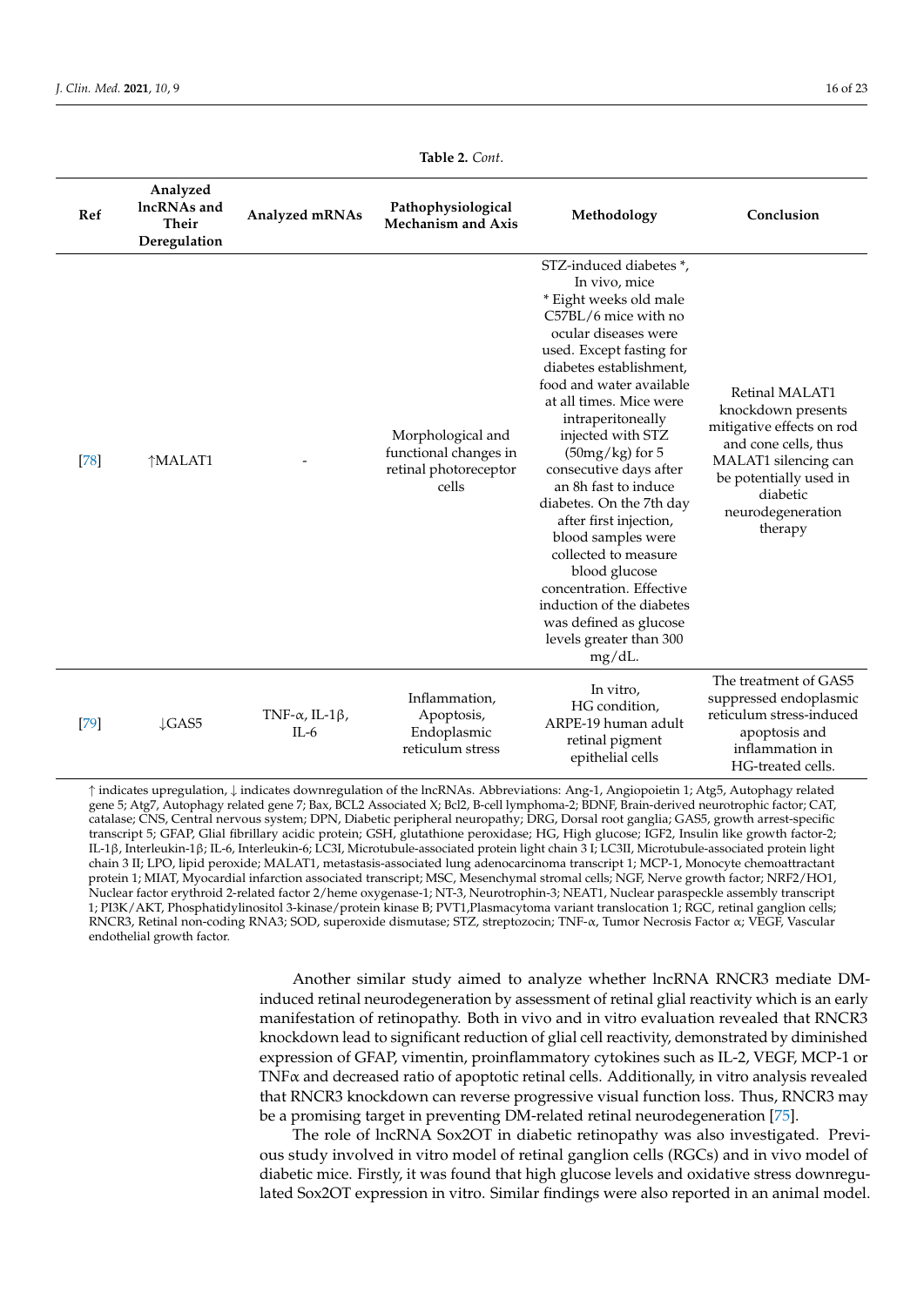**Table 2.** *Cont.*

| Ref | Analyzed lncRNAs and Their Deregulation | Analyzed mRNAs | Pathophysiological Mechanism and Axis | Methodology | Conclusion |
|---|---|---|---|---|---|
| [78] | ↑MALAT1 | - | Morphological and functional changes in retinal photoreceptor cells | STZ-induced diabetes *, In vivo, mice * Eight weeks old male C57BL/6 mice with no ocular diseases were used. Except fasting for diabetes establishment, food and water available at all times. Mice were intraperitoneally injected with STZ (50mg/kg) for 5 consecutive days after an 8h fast to induce diabetes. On the 7th day after first injection, blood samples were collected to measure blood glucose concentration. Effective induction of the diabetes was defined as glucose levels greater than 300 mg/dL. | Retinal MALAT1 knockdown presents mitigative effects on rod and cone cells, thus MALAT1 silencing can be potentially used in diabetic neurodegeneration therapy |
| [79] | ↓GAS5 | TNF-α, IL-1β, IL-6 | Inflammation, Apoptosis, Endoplasmic reticulum stress | In vitro, HG condition, ARPE-19 human adult retinal pigment epithelial cells | The treatment of GAS5 suppressed endoplasmic reticulum stress-induced apoptosis and inflammation in HG-treated cells. |

↑ indicates upregulation, ↓ indicates downregulation of the lncRNAs. Abbreviations: Ang-1, Angiopoietin 1; Atg5, Autophagy related gene 5; Atg7, Autophagy related gene 7; Bax, BCL2 Associated X; Bcl2, B-cell lymphoma-2; BDNF, Brain-derived neurotrophic factor; CAT, catalase; CNS, Central nervous system; DPN, Diabetic peripheral neuropathy; DRG, Dorsal root ganglia; GAS5, growth arrest-specific transcript 5; GFAP, Glial fibrillary acidic protein; GSH, glutathione peroxidase; HG, High glucose; IGF2, Insulin like growth factor-2; IL-1β, Interleukin-1β; IL-6, Interleukin-6; LC3I, Microtubule-associated protein light chain 3 I; LC3II, Microtubule-associated protein light chain 3 II; LPO, lipid peroxide; MALAT1, metastasis-associated lung adenocarcinoma transcript 1; MCP-1, Monocyte chemoattractant protein 1; MIAT, Myocardial infarction associated transcript; MSC, Mesenchymal stromal cells; NGF, Nerve growth factor; NRF2/HO1, Nuclear factor erythroid 2-related factor 2/heme oxygenase-1; NT-3, Neurotrophin-3; NEAT1, Nuclear paraspeckle assembly transcript 1; PI3K/AKT, Phosphatidylinositol 3-kinase/protein kinase B; PVT1,Plasmacytoma variant translocation 1; RGC, retinal ganglion cells; RNCR3, Retinal non-coding RNA3; SOD, superoxide dismutase; STZ, streptozocin; TNF-α, Tumor Necrosis Factor α; VEGF, Vascular endothelial growth factor.

Another similar study aimed to analyze whether lncRNA RNCR3 mediate DM-induced retinal neurodegeneration by assessment of retinal glial reactivity which is an early manifestation of retinopathy. Both in vivo and in vitro evaluation revealed that RNCR3 knockdown lead to significant reduction of glial cell reactivity, demonstrated by diminished expression of GFAP, vimentin, proinflammatory cytokines such as IL-2, VEGF, MCP-1 or TNFα and decreased ratio of apoptotic retinal cells. Additionally, in vitro analysis revealed that RNCR3 knockdown can reverse progressive visual function loss. Thus, RNCR3 may be a promising target in preventing DM-related retinal neurodegeneration [75].

The role of lncRNA Sox2OT in diabetic retinopathy was also investigated. Previous study involved in vitro model of retinal ganglion cells (RGCs) and in vivo model of diabetic mice. Firstly, it was found that high glucose levels and oxidative stress downregulated Sox2OT expression in vitro. Similar findings were also reported in an animal model.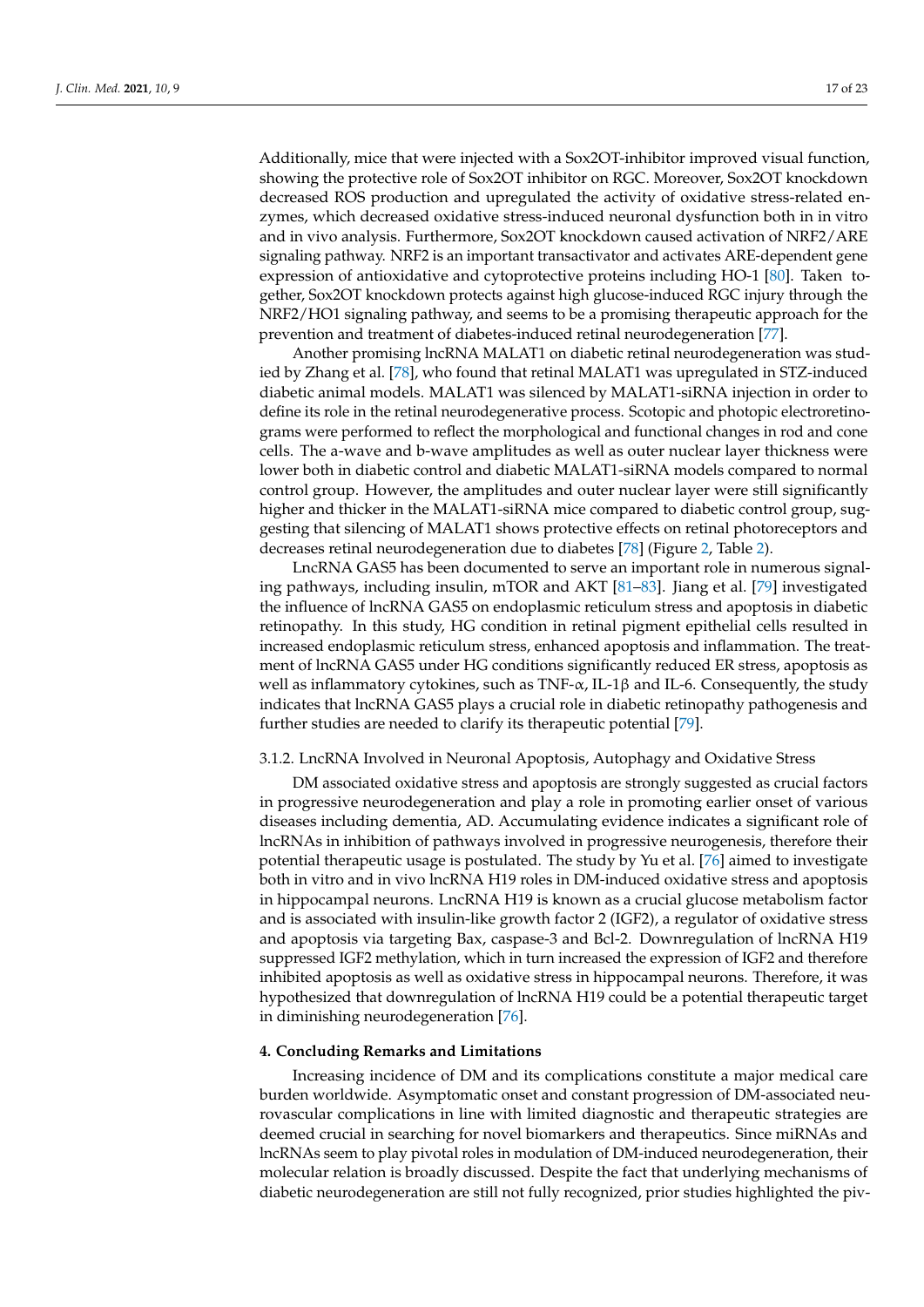Additionally, mice that were injected with a Sox2OT-inhibitor improved visual function, showing the protective role of Sox2OT inhibitor on RGC. Moreover, Sox2OT knockdown decreased ROS production and upregulated the activity of oxidative stress-related enzymes, which decreased oxidative stress-induced neuronal dysfunction both in in vitro and in vivo analysis. Furthermore, Sox2OT knockdown caused activation of NRF2/ARE signaling pathway. NRF2 is an important transactivator and activates ARE-dependent gene expression of antioxidative and cytoprotective proteins including HO-1 [80]. Taken together, Sox2OT knockdown protects against high glucose-induced RGC injury through the NRF2/HO1 signaling pathway, and seems to be a promising therapeutic approach for the prevention and treatment of diabetes-induced retinal neurodegeneration [77].

Another promising lncRNA MALAT1 on diabetic retinal neurodegeneration was studied by Zhang et al. [78], who found that retinal MALAT1 was upregulated in STZ-induced diabetic animal models. MALAT1 was silenced by MALAT1-siRNA injection in order to define its role in the retinal neurodegenerative process. Scotopic and photopic electroretinograms were performed to reflect the morphological and functional changes in rod and cone cells. The a-wave and b-wave amplitudes as well as outer nuclear layer thickness were lower both in diabetic control and diabetic MALAT1-siRNA models compared to normal control group. However, the amplitudes and outer nuclear layer were still significantly higher and thicker in the MALAT1-siRNA mice compared to diabetic control group, suggesting that silencing of MALAT1 shows protective effects on retinal photoreceptors and decreases retinal neurodegeneration due to diabetes [78] (Figure 2, Table 2).

LncRNA GAS5 has been documented to serve an important role in numerous signaling pathways, including insulin, mTOR and AKT [81–83]. Jiang et al. [79] investigated the influence of lncRNA GAS5 on endoplasmic reticulum stress and apoptosis in diabetic retinopathy. In this study, HG condition in retinal pigment epithelial cells resulted in increased endoplasmic reticulum stress, enhanced apoptosis and inflammation. The treatment of lncRNA GAS5 under HG conditions significantly reduced ER stress, apoptosis as well as inflammatory cytokines, such as TNF-$\alpha$, IL-1$\beta$ and IL-6. Consequently, the study indicates that lncRNA GAS5 plays a crucial role in diabetic retinopathy pathogenesis and further studies are needed to clarify its therapeutic potential [79].

#### 3.1.2. LncRNA Involved in Neuronal Apoptosis, Autophagy and Oxidative Stress

DM associated oxidative stress and apoptosis are strongly suggested as crucial factors in progressive neurodegeneration and play a role in promoting earlier onset of various diseases including dementia, AD. Accumulating evidence indicates a significant role of lncRNAs in inhibition of pathways involved in progressive neurogenesis, therefore their potential therapeutic usage is postulated. The study by Yu et al. [76] aimed to investigate both in vitro and in vivo lncRNA H19 roles in DM-induced oxidative stress and apoptosis in hippocampal neurons. LncRNA H19 is known as a crucial glucose metabolism factor and is associated with insulin-like growth factor 2 (IGF2), a regulator of oxidative stress and apoptosis via targeting Bax, caspase-3 and Bcl-2. Downregulation of lncRNA H19 suppressed IGF2 methylation, which in turn increased the expression of IGF2 and therefore inhibited apoptosis as well as oxidative stress in hippocampal neurons. Therefore, it was hypothesized that downregulation of lncRNA H19 could be a potential therapeutic target in diminishing neurodegeneration [76].

## 4. Concluding Remarks and Limitations

Increasing incidence of DM and its complications constitute a major medical care burden worldwide. Asymptomatic onset and constant progression of DM-associated neurovascular complications in line with limited diagnostic and therapeutic strategies are deemed crucial in searching for novel biomarkers and therapeutics. Since miRNAs and lncRNAs seem to play pivotal roles in modulation of DM-induced neurodegeneration, their molecular relation is broadly discussed. Despite the fact that underlying mechanisms of diabetic neurodegeneration are still not fully recognized, prior studies highlighted the piv-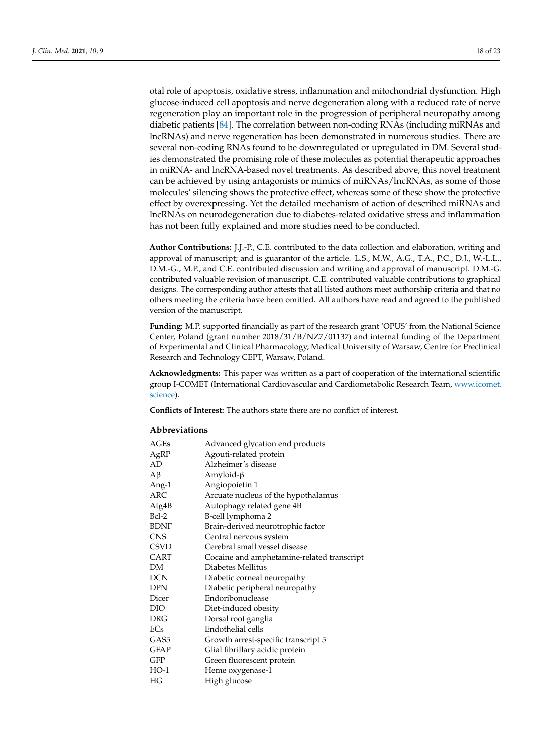otal role of apoptosis, oxidative stress, inflammation and mitochondrial dysfunction. High glucose-induced cell apoptosis and nerve degeneration along with a reduced rate of nerve regeneration play an important role in the progression of peripheral neuropathy among diabetic patients [84]. The correlation between non-coding RNAs (including miRNAs and lncRNAs) and nerve regeneration has been demonstrated in numerous studies. There are several non-coding RNAs found to be downregulated or upregulated in DM. Several studies demonstrated the promising role of these molecules as potential therapeutic approaches in miRNA- and lncRNA-based novel treatments. As described above, this novel treatment can be achieved by using antagonists or mimics of miRNAs/lncRNAs, as some of those molecules' silencing shows the protective effect, whereas some of these show the protective effect by overexpressing. Yet the detailed mechanism of action of described miRNAs and lncRNAs on neurodegeneration due to diabetes-related oxidative stress and inflammation has not been fully explained and more studies need to be conducted.

**Author Contributions:** J.J.-P., C.E. contributed to the data collection and elaboration, writing and approval of manuscript; and is guarantor of the article. L.S., M.W., A.G., T.A., P.C., D.J., W.-L.L., D.M.-G., M.P., and C.E. contributed discussion and writing and approval of manuscript. D.M.-G. contributed valuable revision of manuscript. C.E. contributed valuable contributions to graphical designs. The corresponding author attests that all listed authors meet authorship criteria and that no others meeting the criteria have been omitted. All authors have read and agreed to the published version of the manuscript.

**Funding:** M.P. supported financially as part of the research grant 'OPUS' from the National Science Center, Poland (grant number 2018/31/B/NZ7/01137) and internal funding of the Department of Experimental and Clinical Pharmacology, Medical University of Warsaw, Centre for Preclinical Research and Technology CEPT, Warsaw, Poland.

**Acknowledgments:** This paper was written as a part of cooperation of the international scientific group I-COMET (International Cardiovascular and Cardiometabolic Research Team, www.icomet.science).

**Conflicts of Interest:** The authors state there are no conflict of interest.

## Abbreviations

| | |
|---|---|
| AGEs | Advanced glycation end products |
| AgRP | Agouti-related protein |
| AD | Alzheimer's disease |
| Aβ | Amyloid-β |
| Ang-1 | Angiopoietin 1 |
| ARC | Arcuate nucleus of the hypothalamus |
| Atg4B | Autophagy related gene 4B |
| Bcl-2 | B-cell lymphoma 2 |
| BDNF | Brain-derived neurotrophic factor |
| CNS | Central nervous system |
| CSVD | Cerebral small vessel disease |
| CART | Cocaine and amphetamine-related transcript |
| DM | Diabetes Mellitus |
| DCN | Diabetic corneal neuropathy |
| DPN | Diabetic peripheral neuropathy |
| Dicer | Endoribonuclease |
| DIO | Diet-induced obesity |
| DRG | Dorsal root ganglia |
| ECs | Endothelial cells |
| GAS5 | Growth arrest-specific transcript 5 |
| GFAP | Glial fibrillary acidic protein |
| GFP | Green fluorescent protein |
| HO-1 | Heme oxygenase-1 |
| HG | High glucose |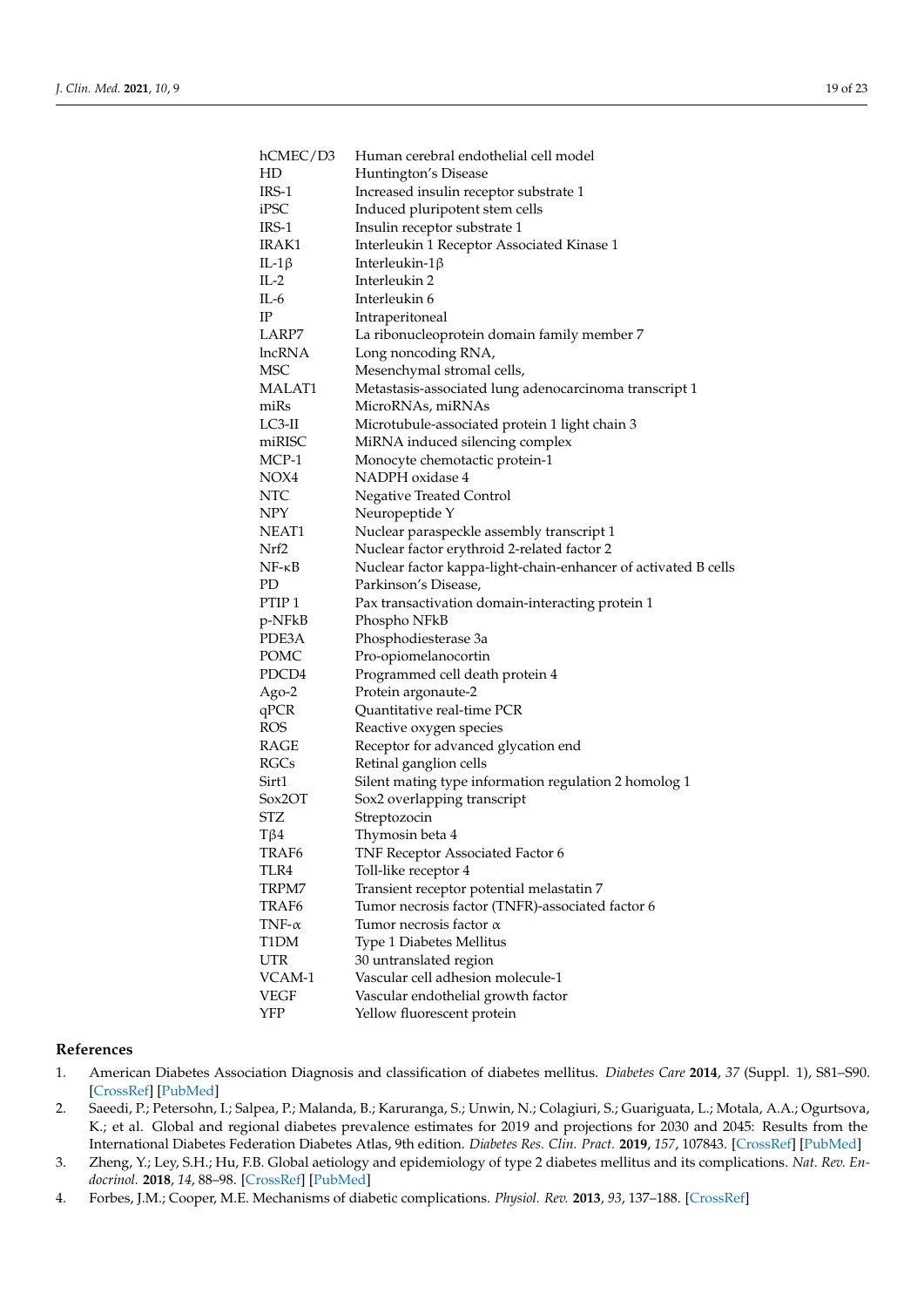| | |
|---|---|
| hCMEC/D3 | Human cerebral endothelial cell model |
| HD | Huntington's Disease |
| IRS-1 | Increased insulin receptor substrate 1 |
| iPSC | Induced pluripotent stem cells |
| IRS-1 | Insulin receptor substrate 1 |
| IRAK1 | Interleukin 1 Receptor Associated Kinase 1 |
| IL-1β | Interleukin-1β |
| IL-2 | Interleukin 2 |
| IL-6 | Interleukin 6 |
| IP | Intraperitoneal |
| LARP7 | La ribonucleoprotein domain family member 7 |
| lncRNA | Long noncoding RNA, |
| MSC | Mesenchymal stromal cells, |
| MALAT1 | Metastasis-associated lung adenocarcinoma transcript 1 |
| miRs | MicroRNAs, miRNAs |
| LC3-II | Microtubule-associated protein 1 light chain 3 |
| miRISC | MiRNA induced silencing complex |
| MCP-1 | Monocyte chemotactic protein-1 |
| NOX4 | NADPH oxidase 4 |
| NTC | Negative Treated Control |
| NPY | Neuropeptide Y |
| NEAT1 | Nuclear paraspeckle assembly transcript 1 |
| Nrf2 | Nuclear factor erythroid 2-related factor 2 |
| NF-κB | Nuclear factor kappa-light-chain-enhancer of activated B cells |
| PD | Parkinson's Disease, |
| PTIP 1 | Pax transactivation domain-interacting protein 1 |
| p-NFkB | Phospho NFkB |
| PDE3A | Phosphodiesterase 3a |
| POMC | Pro-opiomelanocortin |
| PDCD4 | Programmed cell death protein 4 |
| Ago-2 | Protein argonaute-2 |
| qPCR | Quantitative real-time PCR |
| ROS | Reactive oxygen species |
| RAGE | Receptor for advanced glycation end |
| RGCs | Retinal ganglion cells |
| Sirt1 | Silent mating type information regulation 2 homolog 1 |
| Sox2OT | Sox2 overlapping transcript |
| STZ | Streptozocin |
| Tβ4 | Thymosin beta 4 |
| TRAF6 | TNF Receptor Associated Factor 6 |
| TLR4 | Toll-like receptor 4 |
| TRPM7 | Transient receptor potential melastatin 7 |
| TRAF6 | Tumor necrosis factor (TNFR)-associated factor 6 |
| TNF-α | Tumor necrosis factor α |
| T1DM | Type 1 Diabetes Mellitus |
| UTR | 30 untranslated region |
| VCAM-1 | Vascular cell adhesion molecule-1 |
| VEGF | Vascular endothelial growth factor |
| YFP | Yellow fluorescent protein |

## References

1. American Diabetes Association Diagnosis and classification of diabetes mellitus. *Diabetes Care* **2014**, *37* (Suppl. 1), S81–S90. [CrossRef] [PubMed]
2. Saeedi, P.; Petersohn, I.; Salpea, P.; Malanda, B.; Karuranga, S.; Unwin, N.; Colagiuri, S.; Guariguata, L.; Motala, A.A.; Ogurtsova, K.; et al. Global and regional diabetes prevalence estimates for 2019 and projections for 2030 and 2045: Results from the International Diabetes Federation Diabetes Atlas, 9th edition. *Diabetes Res. Clin. Pract.* **2019**, *157*, 107843. [CrossRef] [PubMed]
3. Zheng, Y.; Ley, S.H.; Hu, F.B. Global aetiology and epidemiology of type 2 diabetes mellitus and its complications. *Nat. Rev. Endocrinol.* **2018**, *14*, 88–98. [CrossRef] [PubMed]
4. Forbes, J.M.; Cooper, M.E. Mechanisms of diabetic complications. *Physiol. Rev.* **2013**, *93*, 137–188. [CrossRef]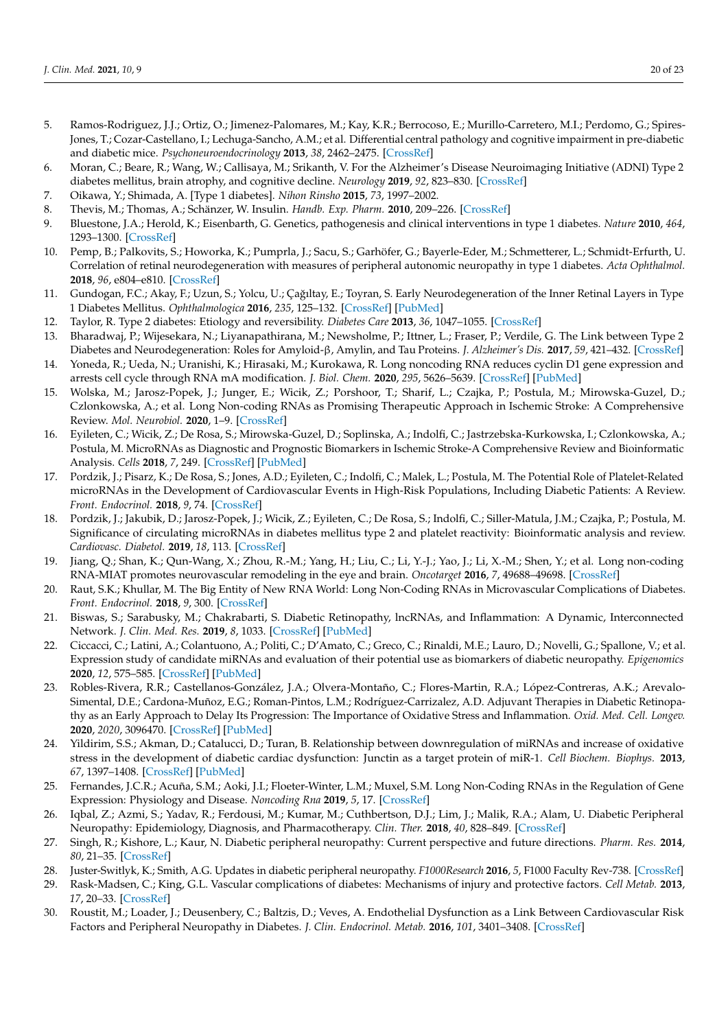5. Ramos-Rodriguez, J.J.; Ortiz, O.; Jimenez-Palomares, M.; Kay, K.R.; Berrocoso, E.; Murillo-Carretero, M.I.; Perdomo, G.; Spires-Jones, T.; Cozar-Castellano, I.; Lechuga-Sancho, A.M.; et al. Differential central pathology and cognitive impairment in pre-diabetic and diabetic mice. *Psychoneuroendocrinology* **2013**, *38*, 2462–2475. [CrossRef]
6. Moran, C.; Beare, R.; Wang, W.; Callisaya, M.; Srikanth, V. For the Alzheimer's Disease Neuroimaging Initiative (ADNI) Type 2 diabetes mellitus, brain atrophy, and cognitive decline. *Neurology* **2019**, *92*, 823–830. [CrossRef]
7. Oikawa, Y.; Shimada, A. [Type 1 diabetes]. *Nihon Rinsho* **2015**, *73*, 1997–2002.
8. Thevis, M.; Thomas, A.; Schänzer, W. Insulin. *Handb. Exp. Pharm.* **2010**, 209–226. [CrossRef]
9. Bluestone, J.A.; Herold, K.; Eisenbarth, G. Genetics, pathogenesis and clinical interventions in type 1 diabetes. *Nature* **2010**, *464*, 1293–1300. [CrossRef]
10. Pemp, B.; Palkovits, S.; Howorka, K.; Pumprla, J.; Sacu, S.; Garhöfer, G.; Bayerle-Eder, M.; Schmetterer, L.; Schmidt-Erfurth, U. Correlation of retinal neurodegeneration with measures of peripheral autonomic neuropathy in type 1 diabetes. *Acta Ophthalmol.* **2018**, *96*, e804–e810. [CrossRef]
11. Gundogan, F.C.; Akay, F.; Uzun, S.; Yolcu, U.; Çağıltay, E.; Toyran, S. Early Neurodegeneration of the Inner Retinal Layers in Type 1 Diabetes Mellitus. *Ophthalmologica* **2016**, *235*, 125–132. [CrossRef] [PubMed]
12. Taylor, R. Type 2 diabetes: Etiology and reversibility. *Diabetes Care* **2013**, *36*, 1047–1055. [CrossRef]
13. Bharadwaj, P.; Wijesekara, N.; Liyanapathirana, M.; Newsholme, P.; Ittner, L.; Fraser, P.; Verdile, G. The Link between Type 2 Diabetes and Neurodegeneration: Roles for Amyloid-β, Amylin, and Tau Proteins. *J. Alzheimer's Dis.* **2017**, *59*, 421–432. [CrossRef]
14. Yoneda, R.; Ueda, N.; Uranishi, K.; Hirasaki, M.; Kurokawa, R. Long noncoding RNA reduces cyclin D1 gene expression and arrests cell cycle through RNA mA modification. *J. Biol. Chem.* **2020**, *295*, 5626–5639. [CrossRef] [PubMed]
15. Wolska, M.; Jarosz-Popek, J.; Junger, E.; Wicik, Z.; Porshoor, T.; Sharif, L.; Czajka, P.; Postula, M.; Mirowska-Guzel, D.; Czlonkowska, A.; et al. Long Non-coding RNAs as Promising Therapeutic Approach in Ischemic Stroke: A Comprehensive Review. *Mol. Neurobiol.* **2020**, 1–9. [CrossRef]
16. Eyileten, C.; Wicik, Z.; De Rosa, S.; Mirowska-Guzel, D.; Soplinska, A.; Indolfi, C.; Jastrzebska-Kurkowska, I.; Czlonkowska, A.; Postula, M. MicroRNAs as Diagnostic and Prognostic Biomarkers in Ischemic Stroke-A Comprehensive Review and Bioinformatic Analysis. *Cells* **2018**, *7*, 249. [CrossRef] [PubMed]
17. Pordzik, J.; Pisarz, K.; De Rosa, S.; Jones, A.D.; Eyileten, C.; Indolfi, C.; Malek, L.; Postula, M. The Potential Role of Platelet-Related microRNAs in the Development of Cardiovascular Events in High-Risk Populations, Including Diabetic Patients: A Review. *Front. Endocrinol.* **2018**, *9*, 74. [CrossRef]
18. Pordzik, J.; Jakubik, D.; Jarosz-Popek, J.; Wicik, Z.; Eyileten, C.; De Rosa, S.; Indolfi, C.; Siller-Matula, J.M.; Czajka, P.; Postula, M. Significance of circulating microRNAs in diabetes mellitus type 2 and platelet reactivity: Bioinformatic analysis and review. *Cardiovasc. Diabetol.* **2019**, *18*, 113. [CrossRef]
19. Jiang, Q.; Shan, K.; Qun-Wang, X.; Zhou, R.-M.; Yang, H.; Liu, C.; Li, Y.-J.; Yao, J.; Li, X.-M.; Shen, Y.; et al. Long non-coding RNA-MIAT promotes neurovascular remodeling in the eye and brain. *Oncotarget* **2016**, *7*, 49688–49698. [CrossRef]
20. Raut, S.K.; Khullar, M. The Big Entity of New RNA World: Long Non-Coding RNAs in Microvascular Complications of Diabetes. *Front. Endocrinol.* **2018**, *9*, 300. [CrossRef]
21. Biswas, S.; Sarabusky, M.; Chakrabarti, S. Diabetic Retinopathy, lncRNAs, and Inflammation: A Dynamic, Interconnected Network. *J. Clin. Med. Res.* **2019**, *8*, 1033. [CrossRef] [PubMed]
22. Ciccacci, C.; Latini, A.; Colantuono, A.; Politi, C.; D'Amato, C.; Greco, C.; Rinaldi, M.E.; Lauro, D.; Novelli, G.; Spallone, V.; et al. Expression study of candidate miRNAs and evaluation of their potential use as biomarkers of diabetic neuropathy. *Epigenomics* **2020**, *12*, 575–585. [CrossRef] [PubMed]
23. Robles-Rivera, R.R.; Castellanos-González, J.A.; Olvera-Montaño, C.; Flores-Martin, R.A.; López-Contreras, A.K.; Arevalo-Simental, D.E.; Cardona-Muñoz, E.G.; Roman-Pintos, L.M.; Rodríguez-Carrizalez, A.D. Adjuvant Therapies in Diabetic Retinopathy as an Early Approach to Delay Its Progression: The Importance of Oxidative Stress and Inflammation. *Oxid. Med. Cell. Longev.* **2020**, *2020*, 3096470. [CrossRef] [PubMed]
24. Yildirim, S.S.; Akman, D.; Catalucci, D.; Turan, B. Relationship between downregulation of miRNAs and increase of oxidative stress in the development of diabetic cardiac dysfunction: Junctin as a target protein of miR-1. *Cell Biochem. Biophys.* **2013**, *67*, 1397–1408. [CrossRef] [PubMed]
25. Fernandes, J.C.R.; Acuña, S.M.; Aoki, J.I.; Floeter-Winter, L.M.; Muxel, S.M. Long Non-Coding RNAs in the Regulation of Gene Expression: Physiology and Disease. *Noncoding Rna* **2019**, *5*, 17. [CrossRef]
26. Iqbal, Z.; Azmi, S.; Yadav, R.; Ferdousi, M.; Kumar, M.; Cuthbertson, D.J.; Lim, J.; Malik, R.A.; Alam, U. Diabetic Peripheral Neuropathy: Epidemiology, Diagnosis, and Pharmacotherapy. *Clin. Ther.* **2018**, *40*, 828–849. [CrossRef]
27. Singh, R.; Kishore, L.; Kaur, N. Diabetic peripheral neuropathy: Current perspective and future directions. *Pharm. Res.* **2014**, *80*, 21–35. [CrossRef]
28. Juster-Switlyk, K.; Smith, A.G. Updates in diabetic peripheral neuropathy. *F1000Research* **2016**, *5*, F1000 Faculty Rev-738. [CrossRef]
29. Rask-Madsen, C.; King, G.L. Vascular complications of diabetes: Mechanisms of injury and protective factors. *Cell Metab.* **2013**, *17*, 20–33. [CrossRef]
30. Roustit, M.; Loader, J.; Deusenbery, C.; Baltzis, D.; Veves, A. Endothelial Dysfunction as a Link Between Cardiovascular Risk Factors and Peripheral Neuropathy in Diabetes. *J. Clin. Endocrinol. Metab.* **2016**, *101*, 3401–3408. [CrossRef]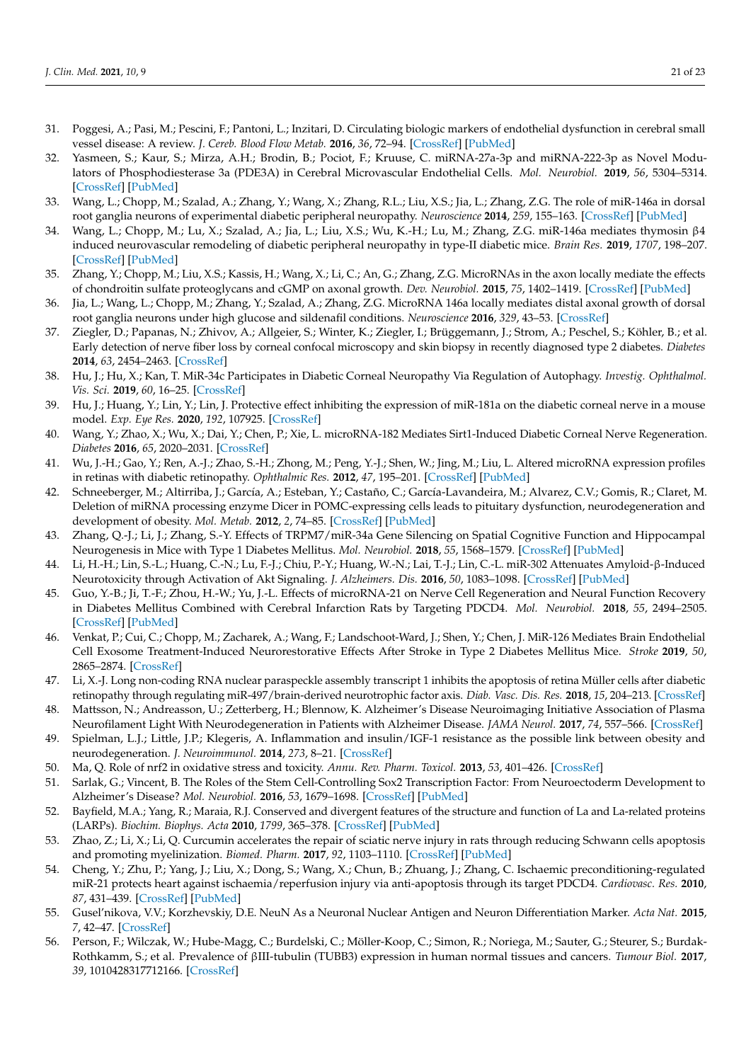31. Poggesi, A.; Pasi, M.; Pescini, F.; Pantoni, L.; Inzitari, D. Circulating biologic markers of endothelial dysfunction in cerebral small vessel disease: A review. *J. Cereb. Blood Flow Metab.* **2016**, *36*, 72–94. [CrossRef] [PubMed]
32. Yasmeen, S.; Kaur, S.; Mirza, A.H.; Brodin, B.; Pociot, F.; Kruuse, C. miRNA-27a-3p and miRNA-222-3p as Novel Modulators of Phosphodiesterase 3a (PDE3A) in Cerebral Microvascular Endothelial Cells. *Mol. Neurobiol.* **2019**, *56*, 5304–5314. [CrossRef] [PubMed]
33. Wang, L.; Chopp, M.; Szalad, A.; Zhang, Y.; Wang, X.; Zhang, R.L.; Liu, X.S.; Jia, L.; Zhang, Z.G. The role of miR-146a in dorsal root ganglia neurons of experimental diabetic peripheral neuropathy. *Neuroscience* **2014**, *259*, 155–163. [CrossRef] [PubMed]
34. Wang, L.; Chopp, M.; Lu, X.; Szalad, A.; Jia, L.; Liu, X.S.; Wu, K.-H.; Lu, M.; Zhang, Z.G. miR-146a mediates thymosin β4 induced neurovascular remodeling of diabetic peripheral neuropathy in type-II diabetic mice. *Brain Res.* **2019**, *1707*, 198–207. [CrossRef] [PubMed]
35. Zhang, Y.; Chopp, M.; Liu, X.S.; Kassis, H.; Wang, X.; Li, C.; An, G.; Zhang, Z.G. MicroRNAs in the axon locally mediate the effects of chondroitin sulfate proteoglycans and cGMP on axonal growth. *Dev. Neurobiol.* **2015**, *75*, 1402–1419. [CrossRef] [PubMed]
36. Jia, L.; Wang, L.; Chopp, M.; Zhang, Y.; Szalad, A.; Zhang, Z.G. MicroRNA 146a locally mediates distal axonal growth of dorsal root ganglia neurons under high glucose and sildenafil conditions. *Neuroscience* **2016**, *329*, 43–53. [CrossRef]
37. Ziegler, D.; Papanas, N.; Zhivov, A.; Allgeier, S.; Winter, K.; Ziegler, I.; Brüggemann, J.; Strom, A.; Peschel, S.; Köhler, B.; et al. Early detection of nerve fiber loss by corneal confocal microscopy and skin biopsy in recently diagnosed type 2 diabetes. *Diabetes* **2014**, *63*, 2454–2463. [CrossRef]
38. Hu, J.; Hu, X.; Kan, T. MiR-34c Participates in Diabetic Corneal Neuropathy Via Regulation of Autophagy. *Investig. Ophthalmol. Vis. Sci.* **2019**, *60*, 16–25. [CrossRef]
39. Hu, J.; Huang, Y.; Lin, Y.; Lin, J. Protective effect inhibiting the expression of miR-181a on the diabetic corneal nerve in a mouse model. *Exp. Eye Res.* **2020**, *192*, 107925. [CrossRef]
40. Wang, Y.; Zhao, X.; Wu, X.; Dai, Y.; Chen, P.; Xie, L. microRNA-182 Mediates Sirt1-Induced Diabetic Corneal Nerve Regeneration. *Diabetes* **2016**, *65*, 2020–2031. [CrossRef]
41. Wu, J.-H.; Gao, Y.; Ren, A.-J.; Zhao, S.-H.; Zhong, M.; Peng, Y.-J.; Shen, W.; Jing, M.; Liu, L. Altered microRNA expression profiles in retinas with diabetic retinopathy. *Ophthalmic Res.* **2012**, *47*, 195–201. [CrossRef] [PubMed]
42. Schneeberger, M.; Altirriba, J.; García, A.; Esteban, Y.; Castaño, C.; García-Lavandeira, M.; Alvarez, C.V.; Gomis, R.; Claret, M. Deletion of miRNA processing enzyme Dicer in POMC-expressing cells leads to pituitary dysfunction, neurodegeneration and development of obesity. *Mol. Metab.* **2012**, *2*, 74–85. [CrossRef] [PubMed]
43. Zhang, Q.-J.; Li, J.; Zhang, S.-Y. Effects of TRPM7/miR-34a Gene Silencing on Spatial Cognitive Function and Hippocampal Neurogenesis in Mice with Type 1 Diabetes Mellitus. *Mol. Neurobiol.* **2018**, *55*, 1568–1579. [CrossRef] [PubMed]
44. Li, H.-H.; Lin, S.-L.; Huang, C.-N.; Lu, F.-J.; Chiu, P.-Y.; Huang, W.-N.; Lai, T.-J.; Lin, C.-L. miR-302 Attenuates Amyloid-β-Induced Neurotoxicity through Activation of Akt Signaling. *J. Alzheimers. Dis.* **2016**, *50*, 1083–1098. [CrossRef] [PubMed]
45. Guo, Y.-B.; Ji, T.-F.; Zhou, H.-W.; Yu, J.-L. Effects of microRNA-21 on Nerve Cell Regeneration and Neural Function Recovery in Diabetes Mellitus Combined with Cerebral Infarction Rats by Targeting PDCD4. *Mol. Neurobiol.* **2018**, *55*, 2494–2505. [CrossRef] [PubMed]
46. Venkat, P.; Cui, C.; Chopp, M.; Zacharek, A.; Wang, F.; Landschoot-Ward, J.; Shen, Y.; Chen, J. MiR-126 Mediates Brain Endothelial Cell Exosome Treatment-Induced Neurorestorative Effects After Stroke in Type 2 Diabetes Mellitus Mice. *Stroke* **2019**, *50*, 2865–2874. [CrossRef]
47. Li, X.-J. Long non-coding RNA nuclear paraspeckle assembly transcript 1 inhibits the apoptosis of retina Müller cells after diabetic retinopathy through regulating miR-497/brain-derived neurotrophic factor axis. *Diab. Vasc. Dis. Res.* **2018**, *15*, 204–213. [CrossRef]
48. Mattsson, N.; Andreasson, U.; Zetterberg, H.; Blennow, K. Alzheimer's Disease Neuroimaging Initiative Association of Plasma Neurofilament Light With Neurodegeneration in Patients with Alzheimer Disease. *JAMA Neurol.* **2017**, *74*, 557–566. [CrossRef]
49. Spielman, L.J.; Little, J.P.; Klegeris, A. Inflammation and insulin/IGF-1 resistance as the possible link between obesity and neurodegeneration. *J. Neuroimmunol.* **2014**, *273*, 8–21. [CrossRef]
50. Ma, Q. Role of nrf2 in oxidative stress and toxicity. *Annu. Rev. Pharm. Toxicol.* **2013**, *53*, 401–426. [CrossRef]
51. Sarlak, G.; Vincent, B. The Roles of the Stem Cell-Controlling Sox2 Transcription Factor: From Neuroectoderm Development to Alzheimer's Disease? *Mol. Neurobiol.* **2016**, *53*, 1679–1698. [CrossRef] [PubMed]
52. Bayfield, M.A.; Yang, R.; Maraia, R.J. Conserved and divergent features of the structure and function of La and La-related proteins (LARPs). *Biochim. Biophys. Acta* **2010**, *1799*, 365–378. [CrossRef] [PubMed]
53. Zhao, Z.; Li, X.; Li, Q. Curcumin accelerates the repair of sciatic nerve injury in rats through reducing Schwann cells apoptosis and promoting myelinization. *Biomed. Pharm.* **2017**, *92*, 1103–1110. [CrossRef] [PubMed]
54. Cheng, Y.; Zhu, P.; Yang, J.; Liu, X.; Dong, S.; Wang, X.; Chun, B.; Zhuang, J.; Zhang, C. Ischaemic preconditioning-regulated miR-21 protects heart against ischaemia/reperfusion injury via anti-apoptosis through its target PDCD4. *Cardiovasc. Res.* **2010**, *87*, 431–439. [CrossRef] [PubMed]
55. Gusel'nikova, V.V.; Korzhevskiy, D.E. NeuN As a Neuronal Nuclear Antigen and Neuron Differentiation Marker. *Acta Nat.* **2015**, *7*, 42–47. [CrossRef]
56. Person, F.; Wilczak, W.; Hube-Magg, C.; Burdelski, C.; Möller-Koop, C.; Simon, R.; Noriega, M.; Sauter, G.; Steurer, S.; Burdak-Rothkamm, S.; et al. Prevalence of βIII-tubulin (TUBB3) expression in human normal tissues and cancers. *Tumour Biol.* **2017**, *39*, 1010428317712166. [CrossRef]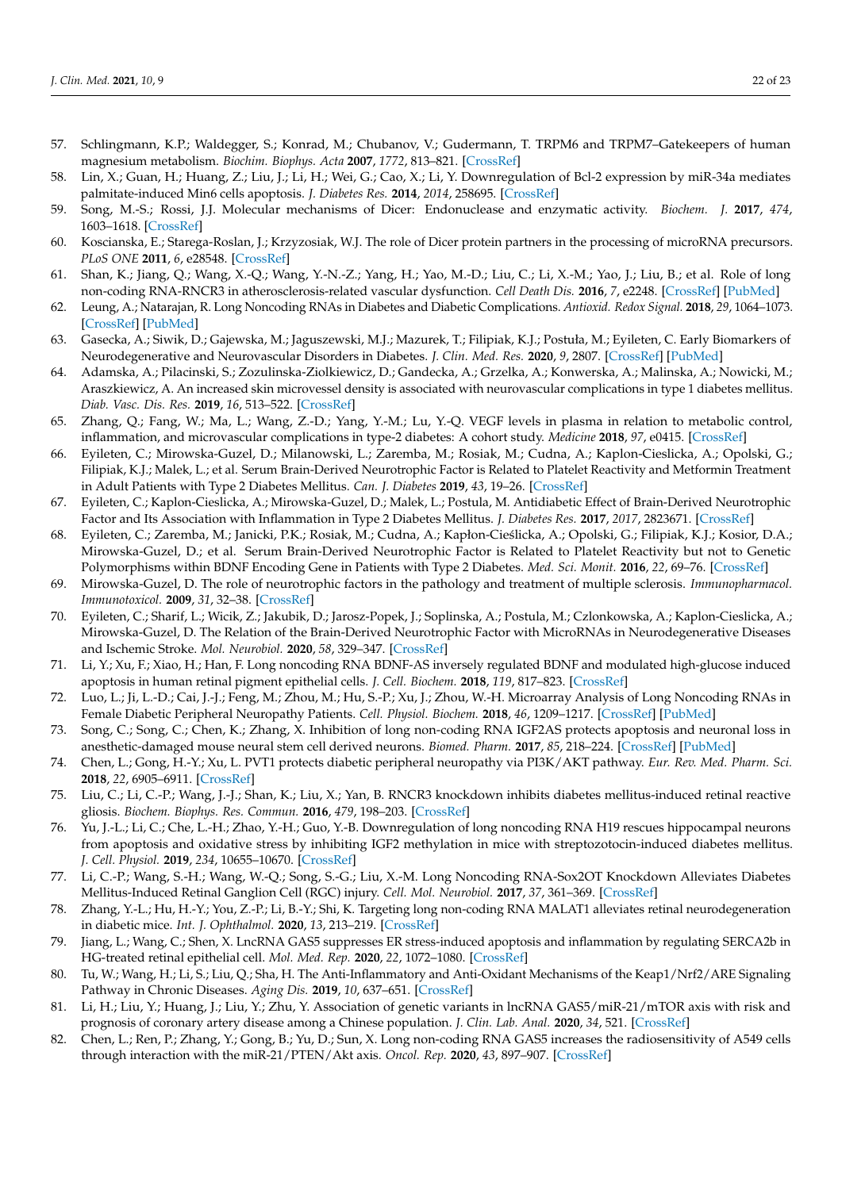57. Schlingmann, K.P.; Waldegger, S.; Konrad, M.; Chubanov, V.; Gudermann, T. TRPM6 and TRPM7–Gatekeepers of human magnesium metabolism. *Biochim. Biophys. Acta* **2007**, *1772*, 813–821. [CrossRef]
58. Lin, X.; Guan, H.; Huang, Z.; Liu, J.; Li, H.; Wei, G.; Cao, X.; Li, Y. Downregulation of Bcl-2 expression by miR-34a mediates palmitate-induced Min6 cells apoptosis. *J. Diabetes Res.* **2014**, *2014*, 258695. [CrossRef]
59. Song, M.-S.; Rossi, J.J. Molecular mechanisms of Dicer: Endonuclease and enzymatic activity. *Biochem. J.* **2017**, *474*, 1603–1618. [CrossRef]
60. Koscianska, E.; Starega-Roslan, J.; Krzyzosiak, W.J. The role of Dicer protein partners in the processing of microRNA precursors. *PLoS ONE* **2011**, *6*, e28548. [CrossRef]
61. Shan, K.; Jiang, Q.; Wang, X.-Q.; Wang, Y.-N.-Z.; Yang, H.; Yao, M.-D.; Liu, C.; Li, X.-M.; Yao, J.; Liu, B.; et al. Role of long non-coding RNA-RNCR3 in atherosclerosis-related vascular dysfunction. *Cell Death Dis.* **2016**, *7*, e2248. [CrossRef] [PubMed]
62. Leung, A.; Natarajan, R. Long Noncoding RNAs in Diabetes and Diabetic Complications. *Antioxid. Redox Signal.* **2018**, *29*, 1064–1073. [CrossRef] [PubMed]
63. Gasecka, A.; Siwik, D.; Gajewska, M.; Jaguszewski, M.J.; Mazurek, T.; Filipiak, K.J.; Postuła, M.; Eyileten, C. Early Biomarkers of Neurodegenerative and Neurovascular Disorders in Diabetes. *J. Clin. Med. Res.* **2020**, *9*, 2807. [CrossRef] [PubMed]
64. Adamska, A.; Pilacinski, S.; Zozulinska-Ziolkiewicz, D.; Gandecka, A.; Grzelka, A.; Konwerska, A.; Malinska, A.; Nowicki, M.; Araszkiewicz, A. An increased skin microvessel density is associated with neurovascular complications in type 1 diabetes mellitus. *Diab. Vasc. Dis. Res.* **2019**, *16*, 513–522. [CrossRef]
65. Zhang, Q.; Fang, W.; Ma, L.; Wang, Z.-D.; Yang, Y.-M.; Lu, Y.-Q. VEGF levels in plasma in relation to metabolic control, inflammation, and microvascular complications in type-2 diabetes: A cohort study. *Medicine* **2018**, *97*, e0415. [CrossRef]
66. Eyileten, C.; Mirowska-Guzel, D.; Milanowski, L.; Zaremba, M.; Rosiak, M.; Cudna, A.; Kaplon-Cieslicka, A.; Opolski, G.; Filipiak, K.J.; Malek, L.; et al. Serum Brain-Derived Neurotrophic Factor is Related to Platelet Reactivity and Metformin Treatment in Adult Patients with Type 2 Diabetes Mellitus. *Can. J. Diabetes* **2019**, *43*, 19–26. [CrossRef]
67. Eyileten, C.; Kaplon-Cieslicka, A.; Mirowska-Guzel, D.; Malek, L.; Postula, M. Antidiabetic Effect of Brain-Derived Neurotrophic Factor and Its Association with Inflammation in Type 2 Diabetes Mellitus. *J. Diabetes Res.* **2017**, *2017*, 2823671. [CrossRef]
68. Eyileten, C.; Zaremba, M.; Janicki, P.K.; Rosiak, M.; Cudna, A.; Kapłon-Cieślicka, A.; Opolski, G.; Filipiak, K.J.; Kosior, D.A.; Mirowska-Guzel, D.; et al. Serum Brain-Derived Neurotrophic Factor is Related to Platelet Reactivity but not to Genetic Polymorphisms within BDNF Encoding Gene in Patients with Type 2 Diabetes. *Med. Sci. Monit.* **2016**, *22*, 69–76. [CrossRef]
69. Mirowska-Guzel, D. The role of neurotrophic factors in the pathology and treatment of multiple sclerosis. *Immunopharmacol. Immunotoxicol.* **2009**, *31*, 32–38. [CrossRef]
70. Eyileten, C.; Sharif, L.; Wicik, Z.; Jakubik, D.; Jarosz-Popek, J.; Soplinska, A.; Postula, M.; Czlonkowska, A.; Kaplon-Cieslicka, A.; Mirowska-Guzel, D. The Relation of the Brain-Derived Neurotrophic Factor with MicroRNAs in Neurodegenerative Diseases and Ischemic Stroke. *Mol. Neurobiol.* **2020**, *58*, 329–347. [CrossRef]
71. Li, Y.; Xu, F.; Xiao, H.; Han, F. Long noncoding RNA BDNF-AS inversely regulated BDNF and modulated high-glucose induced apoptosis in human retinal pigment epithelial cells. *J. Cell. Biochem.* **2018**, *119*, 817–823. [CrossRef]
72. Luo, L.; Ji, L.-D.; Cai, J.-J.; Feng, M.; Zhou, M.; Hu, S.-P.; Xu, J.; Zhou, W.-H. Microarray Analysis of Long Noncoding RNAs in Female Diabetic Peripheral Neuropathy Patients. *Cell. Physiol. Biochem.* **2018**, *46*, 1209–1217. [CrossRef] [PubMed]
73. Song, C.; Song, C.; Chen, K.; Zhang, X. Inhibition of long non-coding RNA IGF2AS protects apoptosis and neuronal loss in anesthetic-damaged mouse neural stem cell derived neurons. *Biomed. Pharm.* **2017**, *85*, 218–224. [CrossRef] [PubMed]
74. Chen, L.; Gong, H.-Y.; Xu, L. PVT1 protects diabetic peripheral neuropathy via PI3K/AKT pathway. *Eur. Rev. Med. Pharm. Sci.* **2018**, *22*, 6905–6911. [CrossRef]
75. Liu, C.; Li, C.-P.; Wang, J.-J.; Shan, K.; Liu, X.; Yan, B. RNCR3 knockdown inhibits diabetes mellitus-induced retinal reactive gliosis. *Biochem. Biophys. Res. Commun.* **2016**, *479*, 198–203. [CrossRef]
76. Yu, J.-L.; Li, C.; Che, L.-H.; Zhao, Y.-H.; Guo, Y.-B. Downregulation of long noncoding RNA H19 rescues hippocampal neurons from apoptosis and oxidative stress by inhibiting IGF2 methylation in mice with streptozotocin-induced diabetes mellitus. *J. Cell. Physiol.* **2019**, *234*, 10655–10670. [CrossRef]
77. Li, C.-P.; Wang, S.-H.; Wang, W.-Q.; Song, S.-G.; Liu, X.-M. Long Noncoding RNA-Sox2OT Knockdown Alleviates Diabetes Mellitus-Induced Retinal Ganglion Cell (RGC) injury. *Cell. Mol. Neurobiol.* **2017**, *37*, 361–369. [CrossRef]
78. Zhang, Y.-L.; Hu, H.-Y.; You, Z.-P.; Li, B.-Y.; Shi, K. Targeting long non-coding RNA MALAT1 alleviates retinal neurodegeneration in diabetic mice. *Int. J. Ophthalmol.* **2020**, *13*, 213–219. [CrossRef]
79. Jiang, L.; Wang, C.; Shen, X. LncRNA GAS5 suppresses ER stress-induced apoptosis and inflammation by regulating SERCA2b in HG-treated retinal epithelial cell. *Mol. Med. Rep.* **2020**, *22*, 1072–1080. [CrossRef]
80. Tu, W.; Wang, H.; Li, S.; Liu, Q.; Sha, H. The Anti-Inflammatory and Anti-Oxidant Mechanisms of the Keap1/Nrf2/ARE Signaling Pathway in Chronic Diseases. *Aging Dis.* **2019**, *10*, 637–651. [CrossRef]
81. Li, H.; Liu, Y.; Huang, J.; Liu, Y.; Zhu, Y. Association of genetic variants in lncRNA GAS5/miR-21/mTOR axis with risk and prognosis of coronary artery disease among a Chinese population. *J. Clin. Lab. Anal.* **2020**, *34*, 521. [CrossRef]
82. Chen, L.; Ren, P.; Zhang, Y.; Gong, B.; Yu, D.; Sun, X. Long non-coding RNA GAS5 increases the radiosensitivity of A549 cells through interaction with the miR-21/PTEN/Akt axis. *Oncol. Rep.* **2020**, *43*, 897–907. [CrossRef]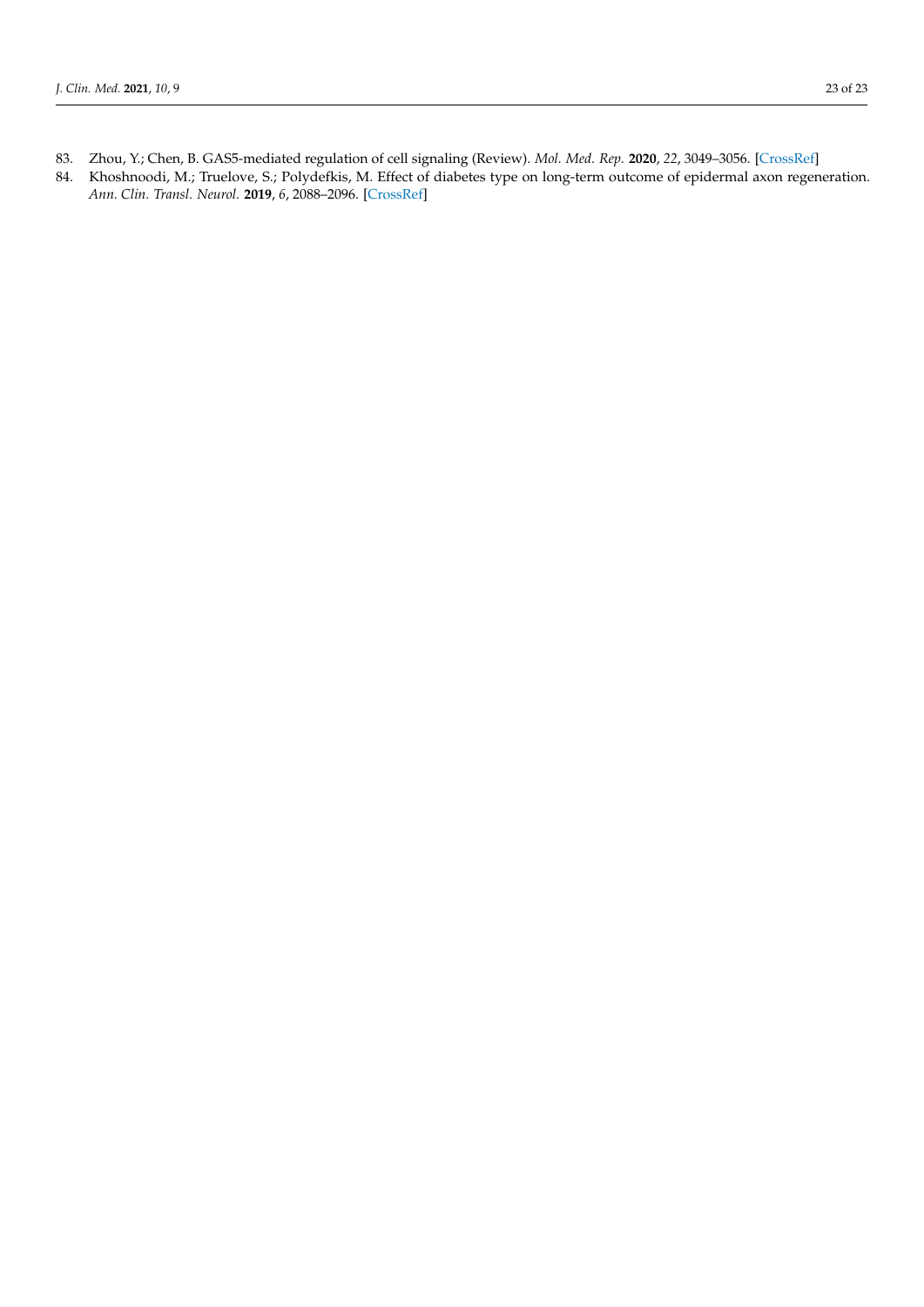83. Zhou, Y.; Chen, B. GAS5-mediated regulation of cell signaling (Review). *Mol. Med. Rep.* **2020**, *22*, 3049–3056. [CrossRef]
84. Khoshnoodi, M.; Truelove, S.; Polydefkis, M. Effect of diabetes type on long-term outcome of epidermal axon regeneration. *Ann. Clin. Transl. Neurol.* **2019**, *6*, 2088–2096. [CrossRef]